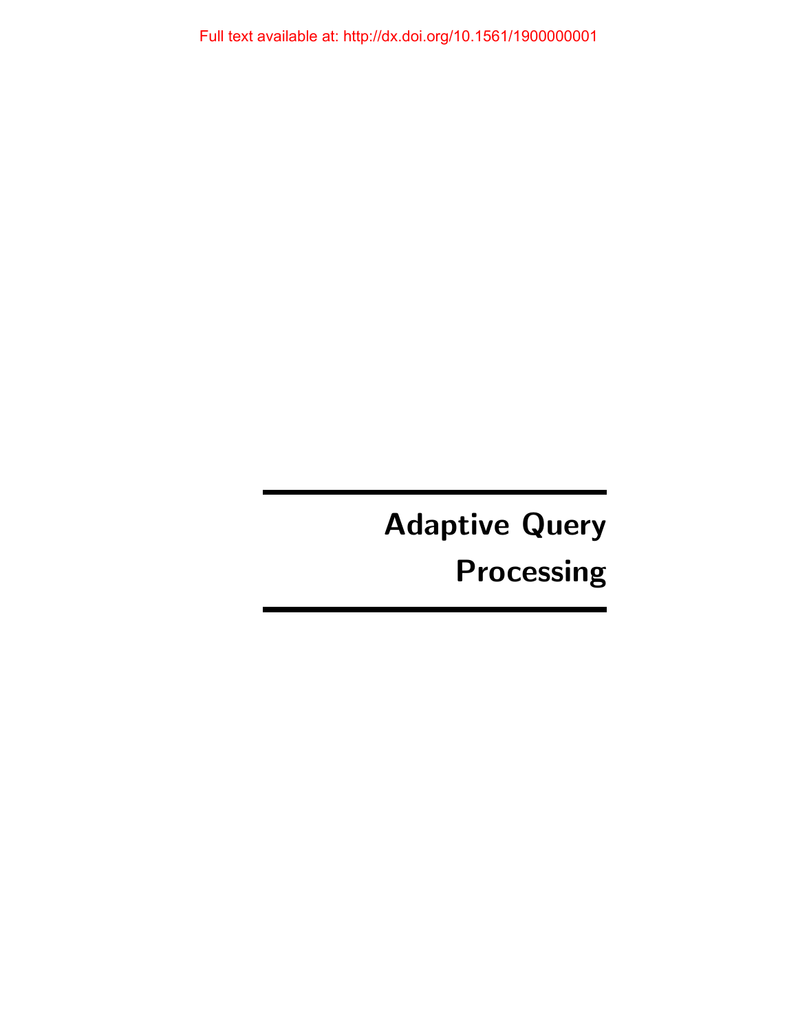# Adaptive Query Processing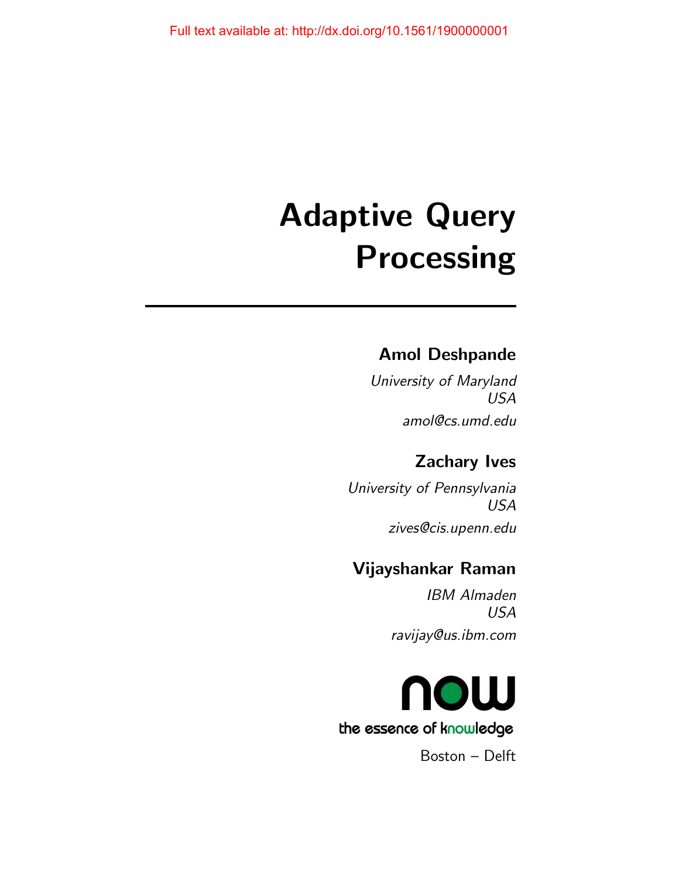# Adaptive Query Processing

**Amol Deshpande**

*University of Maryland*
*USA*
*amol@cs.umd.edu*

**Zachary Ives**

*University of Pennsylvania*
*USA*
*zives@cis.upenn.edu*

**Vijayshankar Raman**

*IBM Almaden*
*USA*
*ravijay@us.ibm.com*

now

the essence of knowledge

Boston – Delft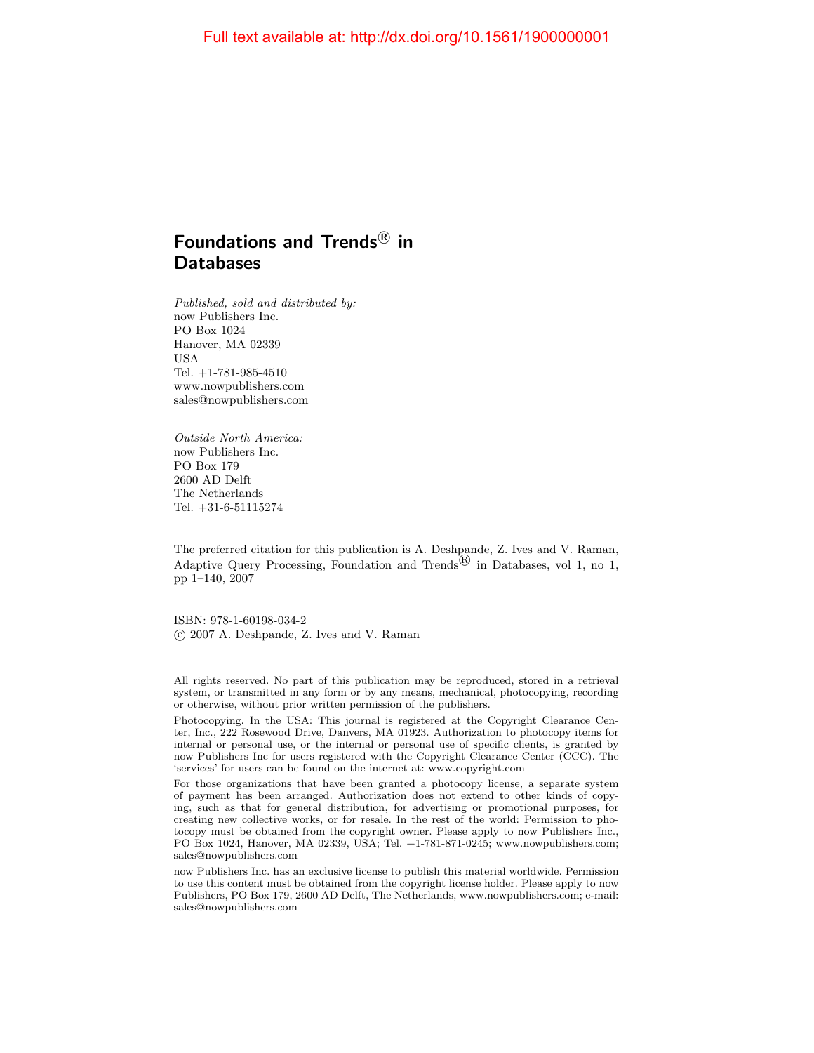**Foundations and Trends® in Databases**

*Published, sold and distributed by:*
now Publishers Inc.
PO Box 1024
Hanover, MA 02339
USA
Tel. +1-781-985-4510
www.nowpublishers.com
sales@nowpublishers.com

*Outside North America:*
now Publishers Inc.
PO Box 179
2600 AD Delft
The Netherlands
Tel. +31-6-51115274

The preferred citation for this publication is A. Deshpande, Z. Ives and V. Raman, Adaptive Query Processing, Foundation and Trends® in Databases, vol 1, no 1, pp 1–140, 2007

ISBN: 978-1-60198-034-2
© 2007 A. Deshpande, Z. Ives and V. Raman

All rights reserved. No part of this publication may be reproduced, stored in a retrieval system, or transmitted in any form or by any means, mechanical, photocopying, recording or otherwise, without prior written permission of the publishers.

Photocopying. In the USA: This journal is registered at the Copyright Clearance Center, Inc., 222 Rosewood Drive, Danvers, MA 01923. Authorization to photocopy items for internal or personal use, or the internal or personal use of specific clients, is granted by now Publishers Inc for users registered with the Copyright Clearance Center (CCC). The 'services' for users can be found on the internet at: www.copyright.com

For those organizations that have been granted a photocopy license, a separate system of payment has been arranged. Authorization does not extend to other kinds of copying, such as that for general distribution, for advertising or promotional purposes, for creating new collective works, or for resale. In the rest of the world: Permission to photocopy must be obtained from the copyright owner. Please apply to now Publishers Inc., PO Box 1024, Hanover, MA 02339, USA; Tel. +1-781-871-0245; www.nowpublishers.com; sales@nowpublishers.com

now Publishers Inc. has an exclusive license to publish this material worldwide. Permission to use this content must be obtained from the copyright license holder. Please apply to now Publishers, PO Box 179, 2600 AD Delft, The Netherlands, www.nowpublishers.com; e-mail: sales@nowpublishers.com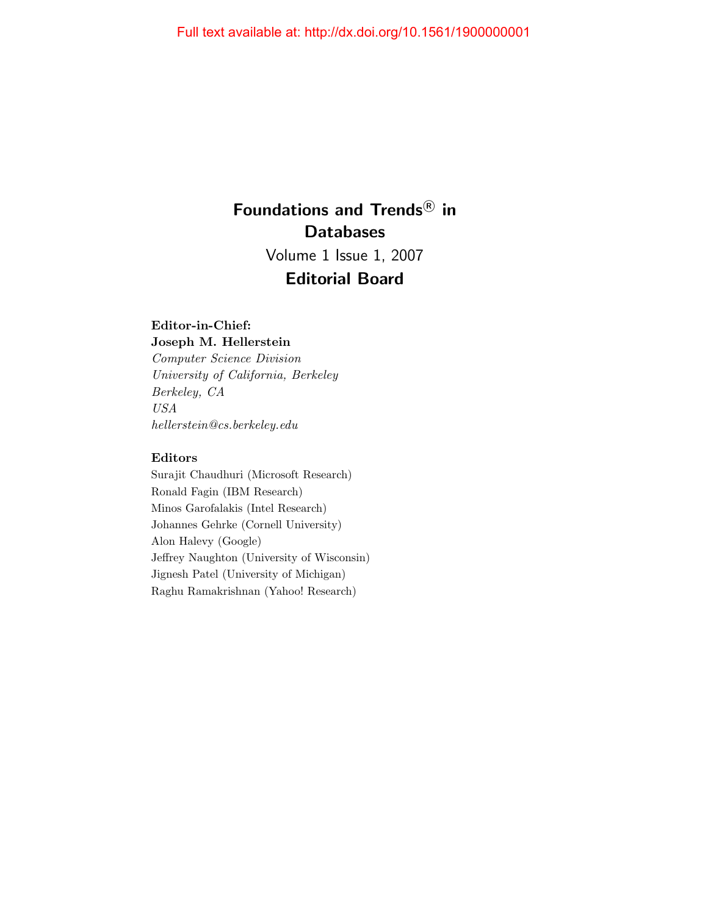Full text available at: http://dx.doi.org/10.1561/1900000001

# Foundations and Trends® in Databases

Volume 1 Issue 1, 2007

## Editorial Board

**Editor-in-Chief:**
**Joseph M. Hellerstein**
*Computer Science Division*
*University of California, Berkeley*
*Berkeley, CA*
*USA*
*hellerstein@cs.berkeley.edu*

**Editors**

Surajit Chaudhuri (Microsoft Research)
Ronald Fagin (IBM Research)
Minos Garofalakis (Intel Research)
Johannes Gehrke (Cornell University)
Alon Halevy (Google)
Jeffrey Naughton (University of Wisconsin)
Jignesh Patel (University of Michigan)
Raghu Ramakrishnan (Yahoo! Research)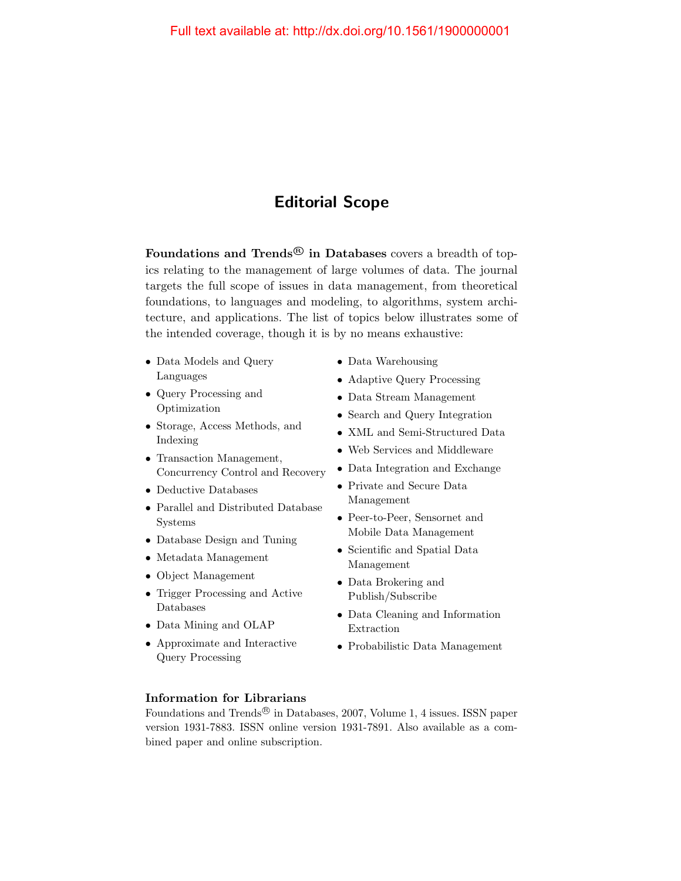Full text available at: http://dx.doi.org/10.1561/1900000001

# Editorial Scope

**Foundations and Trends® in Databases** covers a breadth of topics relating to the management of large volumes of data. The journal targets the full scope of issues in data management, from theoretical foundations, to languages and modeling, to algorithms, system architecture, and applications. The list of topics below illustrates some of the intended coverage, though it is by no means exhaustive:

- Data Models and Query Languages
- Query Processing and Optimization
- Storage, Access Methods, and Indexing
- Transaction Management, Concurrency Control and Recovery
- Deductive Databases
- Parallel and Distributed Database Systems
- Database Design and Tuning
- Metadata Management
- Object Management
- Trigger Processing and Active Databases
- Data Mining and OLAP
- Approximate and Interactive Query Processing
- Data Warehousing
- Adaptive Query Processing
- Data Stream Management
- Search and Query Integration
- XML and Semi-Structured Data
- Web Services and Middleware
- Data Integration and Exchange
- Private and Secure Data Management
- Peer-to-Peer, Sensornet and Mobile Data Management
- Scientific and Spatial Data Management
- Data Brokering and Publish/Subscribe
- Data Cleaning and Information Extraction
- Probabilistic Data Management

### Information for Librarians

Foundations and Trends® in Databases, 2007, Volume 1, 4 issues. ISSN paper version 1931-7883. ISSN online version 1931-7891. Also available as a combined paper and online subscription.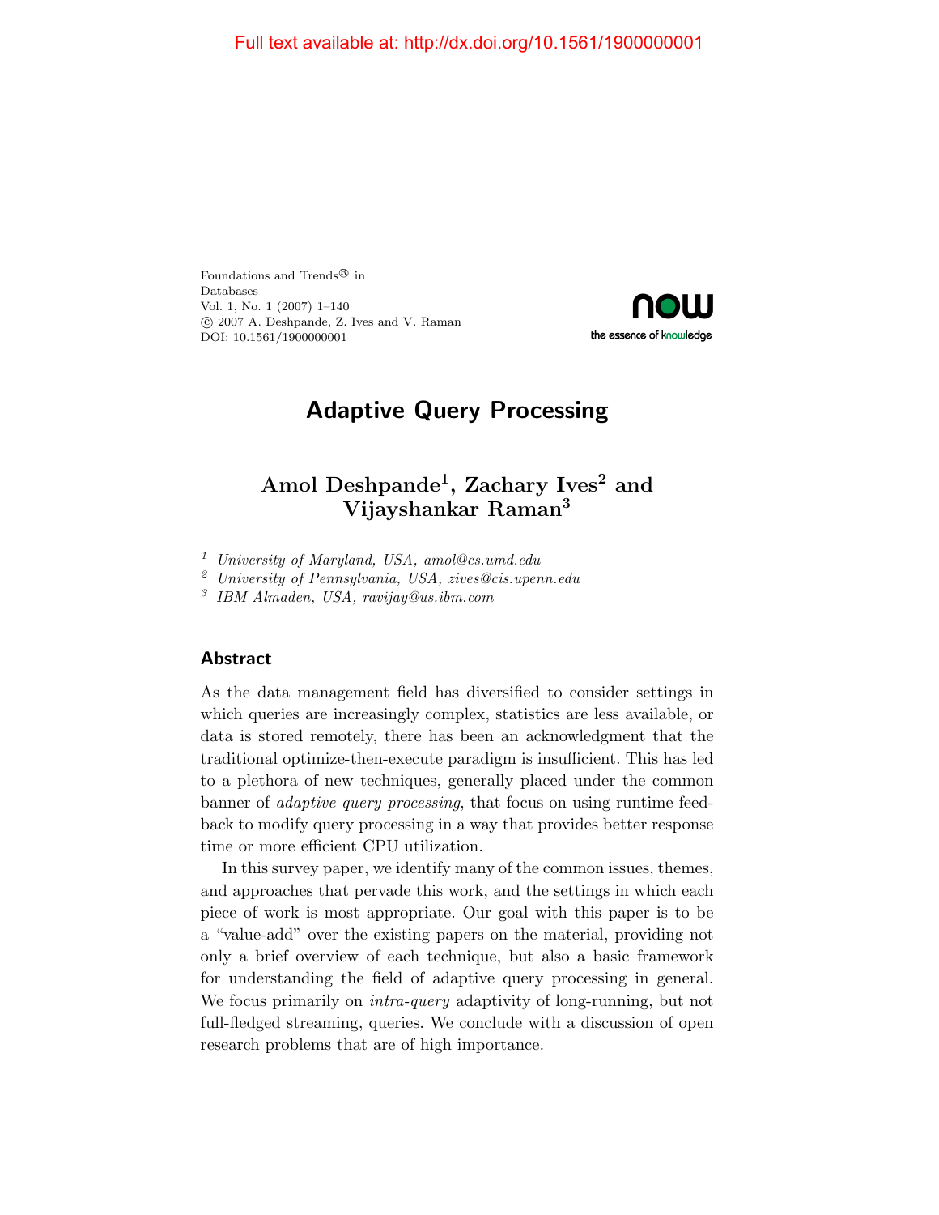Full text available at: http://dx.doi.org/10.1561/1900000001

Foundations and Trends® in
Databases
Vol. 1, No. 1 (2007) 1–140
© 2007 A. Deshpande, Z. Ives and V. Raman
DOI: 10.1561/1900000001

# Adaptive Query Processing

## Amol Deshpande[1], Zachary Ives[2] and Vijayshankar Raman[3]

[1] *University of Maryland, USA, amol@cs.umd.edu*
[2] *University of Pennsylvania, USA, zives@cis.upenn.edu*
[3] *IBM Almaden, USA, ravijay@us.ibm.com*

### Abstract

As the data management field has diversified to consider settings in which queries are increasingly complex, statistics are less available, or data is stored remotely, there has been an acknowledgment that the traditional optimize-then-execute paradigm is insufficient. This has led to a plethora of new techniques, generally placed under the common banner of *adaptive query processing*, that focus on using runtime feedback to modify query processing in a way that provides better response time or more efficient CPU utilization.

In this survey paper, we identify many of the common issues, themes, and approaches that pervade this work, and the settings in which each piece of work is most appropriate. Our goal with this paper is to be a "value-add" over the existing papers on the material, providing not only a brief overview of each technique, but also a basic framework for understanding the field of adaptive query processing in general. We focus primarily on *intra-query* adaptivity of long-running, but not full-fledged streaming, queries. We conclude with a discussion of open research problems that are of high importance.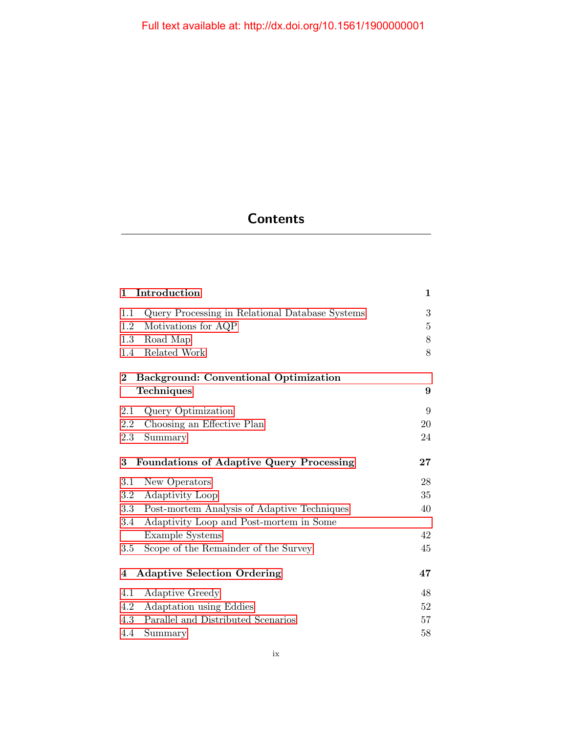Full text available at: http://dx.doi.org/10.1561/1900000001

# Contents

| | |
|---|---|
| **1 Introduction** | **1** |
| 1.1 Query Processing in Relational Database Systems | 3 |
| 1.2 Motivations for AQP | 5 |
| 1.3 Road Map | 8 |
| 1.4 Related Work | 8 |
| **2 Background: Conventional Optimization Techniques** | **9** |
| 2.1 Query Optimization | 9 |
| 2.2 Choosing an Effective Plan | 20 |
| 2.3 Summary | 24 |
| **3 Foundations of Adaptive Query Processing** | **27** |
| 3.1 New Operators | 28 |
| 3.2 Adaptivity Loop | 35 |
| 3.3 Post-mortem Analysis of Adaptive Techniques | 40 |
| 3.4 Adaptivity Loop and Post-mortem in Some Example Systems | 42 |
| 3.5 Scope of the Remainder of the Survey | 45 |
| **4 Adaptive Selection Ordering** | **47** |
| 4.1 Adaptive Greedy | 48 |
| 4.2 Adaptation using Eddies | 52 |
| 4.3 Parallel and Distributed Scenarios | 57 |
| 4.4 Summary | 58 |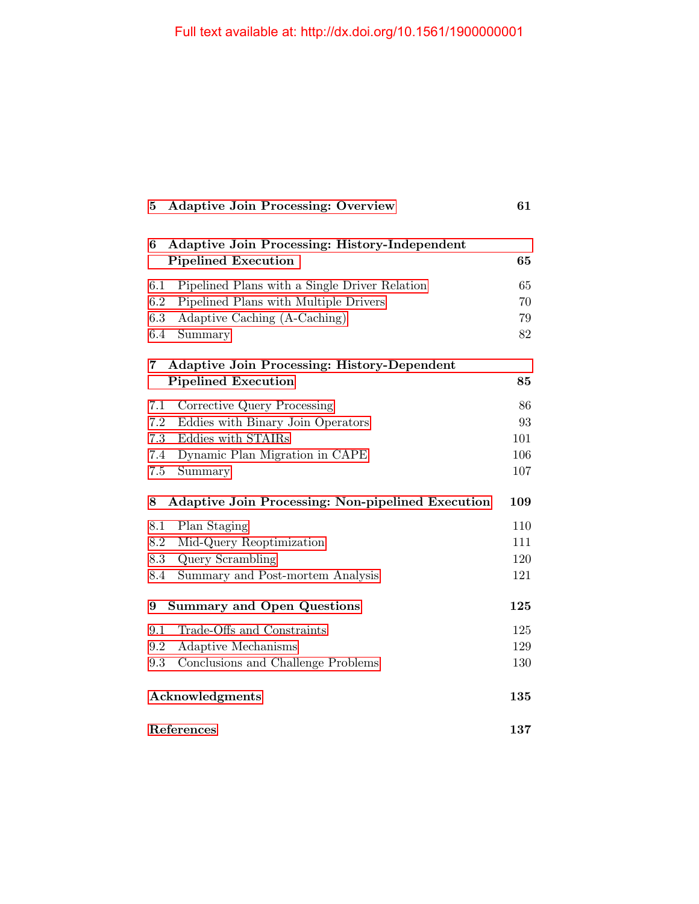**5 Adaptive Join Processing: Overview** **61**

**6 Adaptive Join Processing: History-Independent Pipelined Execution** **65**

6.1 Pipelined Plans with a Single Driver Relation 65
6.2 Pipelined Plans with Multiple Drivers 70
6.3 Adaptive Caching (A-Caching) 79
6.4 Summary 82

**7 Adaptive Join Processing: History-Dependent Pipelined Execution** **85**

7.1 Corrective Query Processing 86
7.2 Eddies with Binary Join Operators 93
7.3 Eddies with STAIRs 101
7.4 Dynamic Plan Migration in CAPE 106
7.5 Summary 107

**8 Adaptive Join Processing: Non-pipelined Execution** **109**

8.1 Plan Staging 110
8.2 Mid-Query Reoptimization 111
8.3 Query Scrambling 120
8.4 Summary and Post-mortem Analysis 121

**9 Summary and Open Questions** **125**

9.1 Trade-Offs and Constraints 125
9.2 Adaptive Mechanisms 129
9.3 Conclusions and Challenge Problems 130

**Acknowledgments** **135**

**References** **137**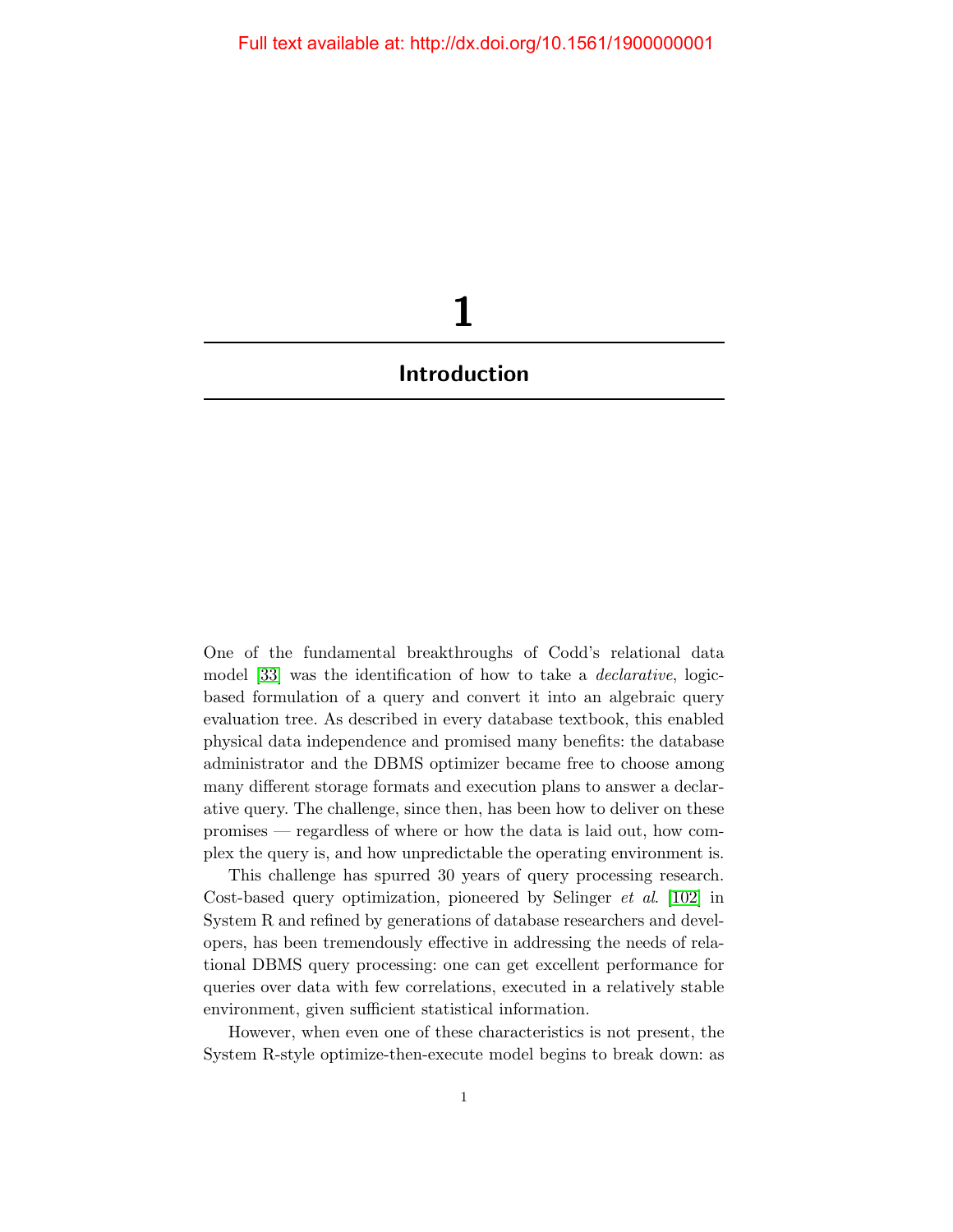# 1

## Introduction

One of the fundamental breakthroughs of Codd's relational data model [33] was the identification of how to take a *declarative*, logic-based formulation of a query and convert it into an algebraic query evaluation tree. As described in every database textbook, this enabled physical data independence and promised many benefits: the database administrator and the DBMS optimizer became free to choose among many different storage formats and execution plans to answer a declarative query. The challenge, since then, has been how to deliver on these promises — regardless of where or how the data is laid out, how complex the query is, and how unpredictable the operating environment is.

This challenge has spurred 30 years of query processing research. Cost-based query optimization, pioneered by Selinger *et al.* [102] in System R and refined by generations of database researchers and developers, has been tremendously effective in addressing the needs of relational DBMS query processing: one can get excellent performance for queries over data with few correlations, executed in a relatively stable environment, given sufficient statistical information.

However, when even one of these characteristics is not present, the System R-style optimize-then-execute model begins to break down: as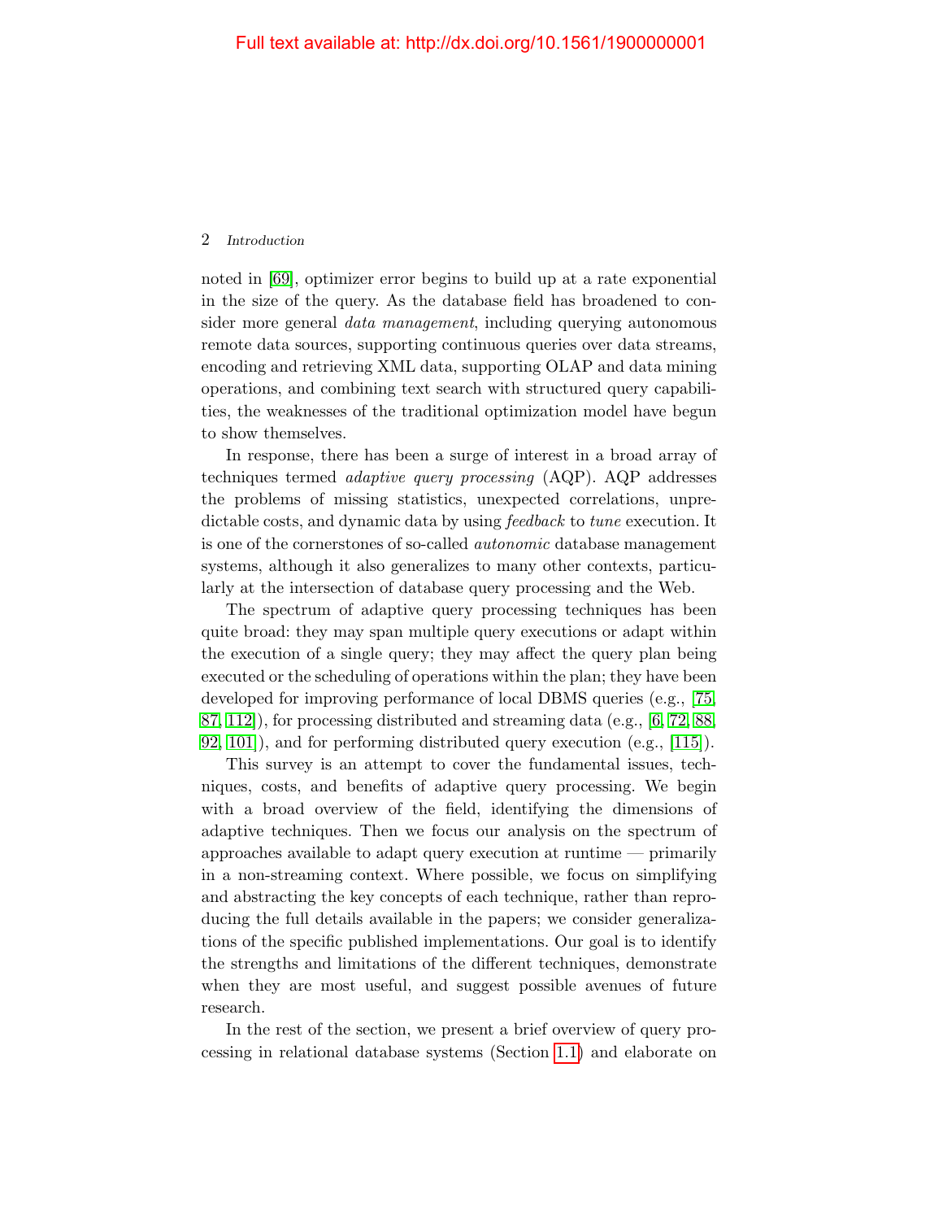noted in [69], optimizer error begins to build up at a rate exponential in the size of the query. As the database field has broadened to consider more general *data management*, including querying autonomous remote data sources, supporting continuous queries over data streams, encoding and retrieving XML data, supporting OLAP and data mining operations, and combining text search with structured query capabilities, the weaknesses of the traditional optimization model have begun to show themselves.

In response, there has been a surge of interest in a broad array of techniques termed *adaptive query processing* (AQP). AQP addresses the problems of missing statistics, unexpected correlations, unpredictable costs, and dynamic data by using *feedback* to *tune* execution. It is one of the cornerstones of so-called *autonomic* database management systems, although it also generalizes to many other contexts, particularly at the intersection of database query processing and the Web.

The spectrum of adaptive query processing techniques has been quite broad: they may span multiple query executions or adapt within the execution of a single query; they may affect the query plan being executed or the scheduling of operations within the plan; they have been developed for improving performance of local DBMS queries (e.g., [75, 87, 112]), for processing distributed and streaming data (e.g., [6, 72, 88, 92, 101]), and for performing distributed query execution (e.g., [115]).

This survey is an attempt to cover the fundamental issues, techniques, costs, and benefits of adaptive query processing. We begin with a broad overview of the field, identifying the dimensions of adaptive techniques. Then we focus our analysis on the spectrum of approaches available to adapt query execution at runtime — primarily in a non-streaming context. Where possible, we focus on simplifying and abstracting the key concepts of each technique, rather than reproducing the full details available in the papers; we consider generalizations of the specific published implementations. Our goal is to identify the strengths and limitations of the different techniques, demonstrate when they are most useful, and suggest possible avenues of future research.

In the rest of the section, we present a brief overview of query processing in relational database systems (Section 1.1) and elaborate on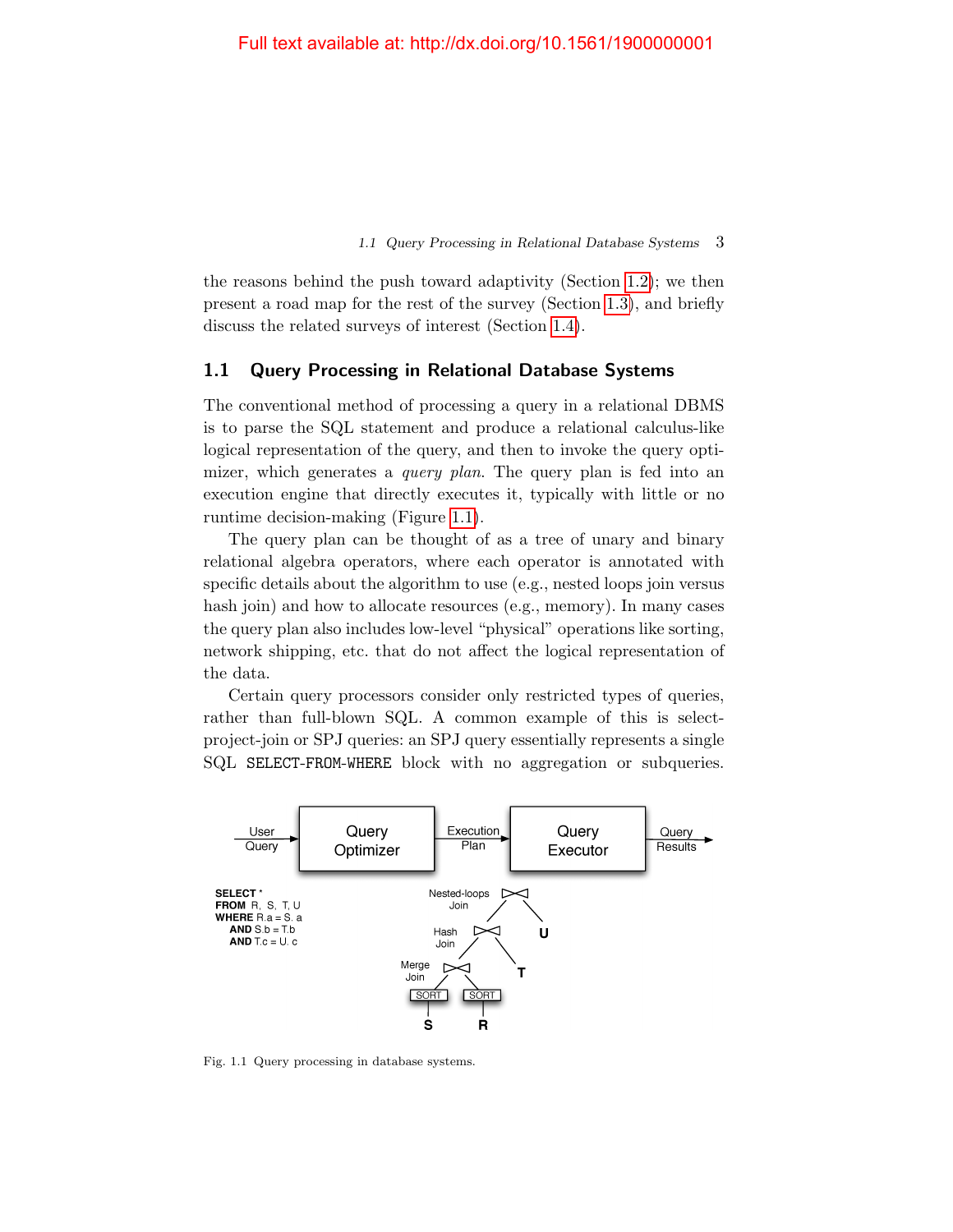the reasons behind the push toward adaptivity (Section 1.2); we then present a road map for the rest of the survey (Section 1.3), and briefly discuss the related surveys of interest (Section 1.4).

## 1.1 Query Processing in Relational Database Systems

The conventional method of processing a query in a relational DBMS is to parse the SQL statement and produce a relational calculus-like logical representation of the query, and then to invoke the query optimizer, which generates a *query plan*. The query plan is fed into an execution engine that directly executes it, typically with little or no runtime decision-making (Figure 1.1).

The query plan can be thought of as a tree of unary and binary relational algebra operators, where each operator is annotated with specific details about the algorithm to use (e.g., nested loops join versus hash join) and how to allocate resources (e.g., memory). In many cases the query plan also includes low-level "physical" operations like sorting, network shipping, etc. that do not affect the logical representation of the data.

Certain query processors consider only restricted types of queries, rather than full-blown SQL. A common example of this is select-project-join or SPJ queries: an SPJ query essentially represents a single SQL `SELECT-FROM-WHERE` block with no aggregation or subqueries.

Fig. 1.1 Query processing in database systems.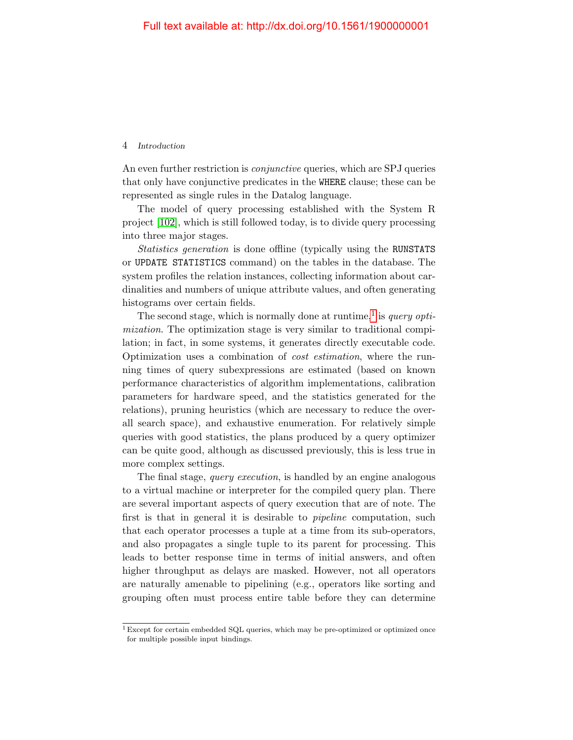An even further restriction is *conjunctive* queries, which are SPJ queries that only have conjunctive predicates in the `WHERE` clause; these can be represented as single rules in the Datalog language.

The model of query processing established with the System R project [102], which is still followed today, is to divide query processing into three major stages.

*Statistics generation* is done offline (typically using the `RUNSTATS` or `UPDATE STATISTICS` command) on the tables in the database. The system profiles the relation instances, collecting information about cardinalities and numbers of unique attribute values, and often generating histograms over certain fields.

The second stage, which is normally done at runtime,[1] is *query optimization*. The optimization stage is very similar to traditional compilation; in fact, in some systems, it generates directly executable code. Optimization uses a combination of *cost estimation*, where the running times of query subexpressions are estimated (based on known performance characteristics of algorithm implementations, calibration parameters for hardware speed, and the statistics generated for the relations), pruning heuristics (which are necessary to reduce the overall search space), and exhaustive enumeration. For relatively simple queries with good statistics, the plans produced by a query optimizer can be quite good, although as discussed previously, this is less true in more complex settings.

The final stage, *query execution*, is handled by an engine analogous to a virtual machine or interpreter for the compiled query plan. There are several important aspects of query execution that are of note. The first is that in general it is desirable to *pipeline* computation, such that each operator processes a tuple at a time from its sub-operators, and also propagates a single tuple to its parent for processing. This leads to better response time in terms of initial answers, and often higher throughput as delays are masked. However, not all operators are naturally amenable to pipelining (e.g., operators like sorting and grouping often must process entire table before they can determine

[1] Except for certain embedded SQL queries, which may be pre-optimized or optimized once for multiple possible input bindings.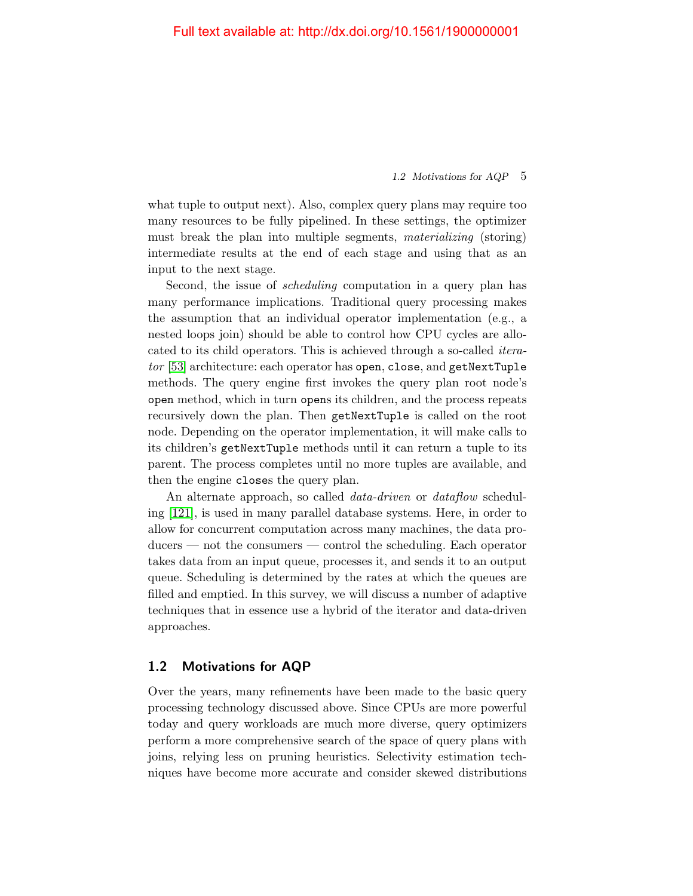what tuple to output next). Also, complex query plans may require too many resources to be fully pipelined. In these settings, the optimizer must break the plan into multiple segments, *materializing* (storing) intermediate results at the end of each stage and using that as an input to the next stage.

Second, the issue of *scheduling* computation in a query plan has many performance implications. Traditional query processing makes the assumption that an individual operator implementation (e.g., a nested loops join) should be able to control how CPU cycles are allocated to its child operators. This is achieved through a so-called *iterator* [53] architecture: each operator has `open`, `close`, and `getNextTuple` methods. The query engine first invokes the query plan root node's `open` method, which in turn `open`s its children, and the process repeats recursively down the plan. Then `getNextTuple` is called on the root node. Depending on the operator implementation, it will make calls to its children's `getNextTuple` methods until it can return a tuple to its parent. The process completes until no more tuples are available, and then the engine `close`s the query plan.

An alternate approach, so called *data-driven* or *dataflow* scheduling [121], is used in many parallel database systems. Here, in order to allow for concurrent computation across many machines, the data producers — not the consumers — control the scheduling. Each operator takes data from an input queue, processes it, and sends it to an output queue. Scheduling is determined by the rates at which the queues are filled and emptied. In this survey, we will discuss a number of adaptive techniques that in essence use a hybrid of the iterator and data-driven approaches.

## 1.2 Motivations for AQP

Over the years, many refinements have been made to the basic query processing technology discussed above. Since CPUs are more powerful today and query workloads are much more diverse, query optimizers perform a more comprehensive search of the space of query plans with joins, relying less on pruning heuristics. Selectivity estimation techniques have become more accurate and consider skewed distributions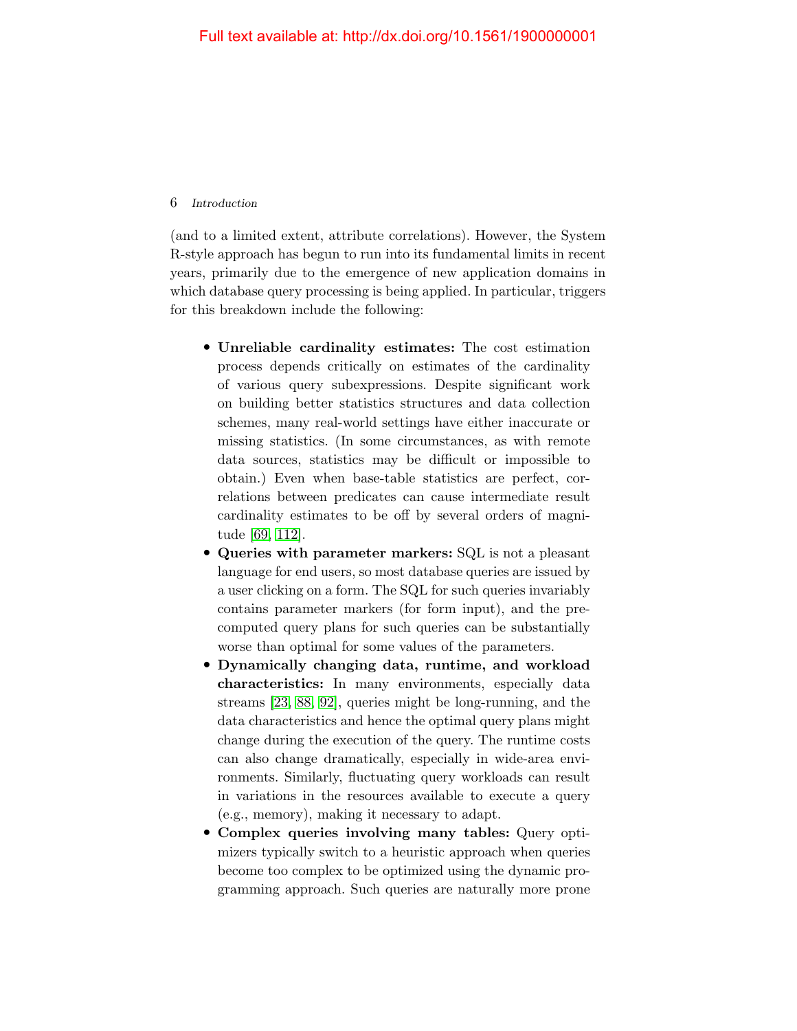(and to a limited extent, attribute correlations). However, the System R-style approach has begun to run into its fundamental limits in recent years, primarily due to the emergence of new application domains in which database query processing is being applied. In particular, triggers for this breakdown include the following:

- **Unreliable cardinality estimates:** The cost estimation process depends critically on estimates of the cardinality of various query subexpressions. Despite significant work on building better statistics structures and data collection schemes, many real-world settings have either inaccurate or missing statistics. (In some circumstances, as with remote data sources, statistics may be difficult or impossible to obtain.) Even when base-table statistics are perfect, correlations between predicates can cause intermediate result cardinality estimates to be off by several orders of magnitude [69, 112].
- **Queries with parameter markers:** SQL is not a pleasant language for end users, so most database queries are issued by a user clicking on a form. The SQL for such queries invariably contains parameter markers (for form input), and the precomputed query plans for such queries can be substantially worse than optimal for some values of the parameters.
- **Dynamically changing data, runtime, and workload characteristics:** In many environments, especially data streams [23, 88, 92], queries might be long-running, and the data characteristics and hence the optimal query plans might change during the execution of the query. The runtime costs can also change dramatically, especially in wide-area environments. Similarly, fluctuating query workloads can result in variations in the resources available to execute a query (e.g., memory), making it necessary to adapt.
- **Complex queries involving many tables:** Query optimizers typically switch to a heuristic approach when queries become too complex to be optimized using the dynamic programming approach. Such queries are naturally more prone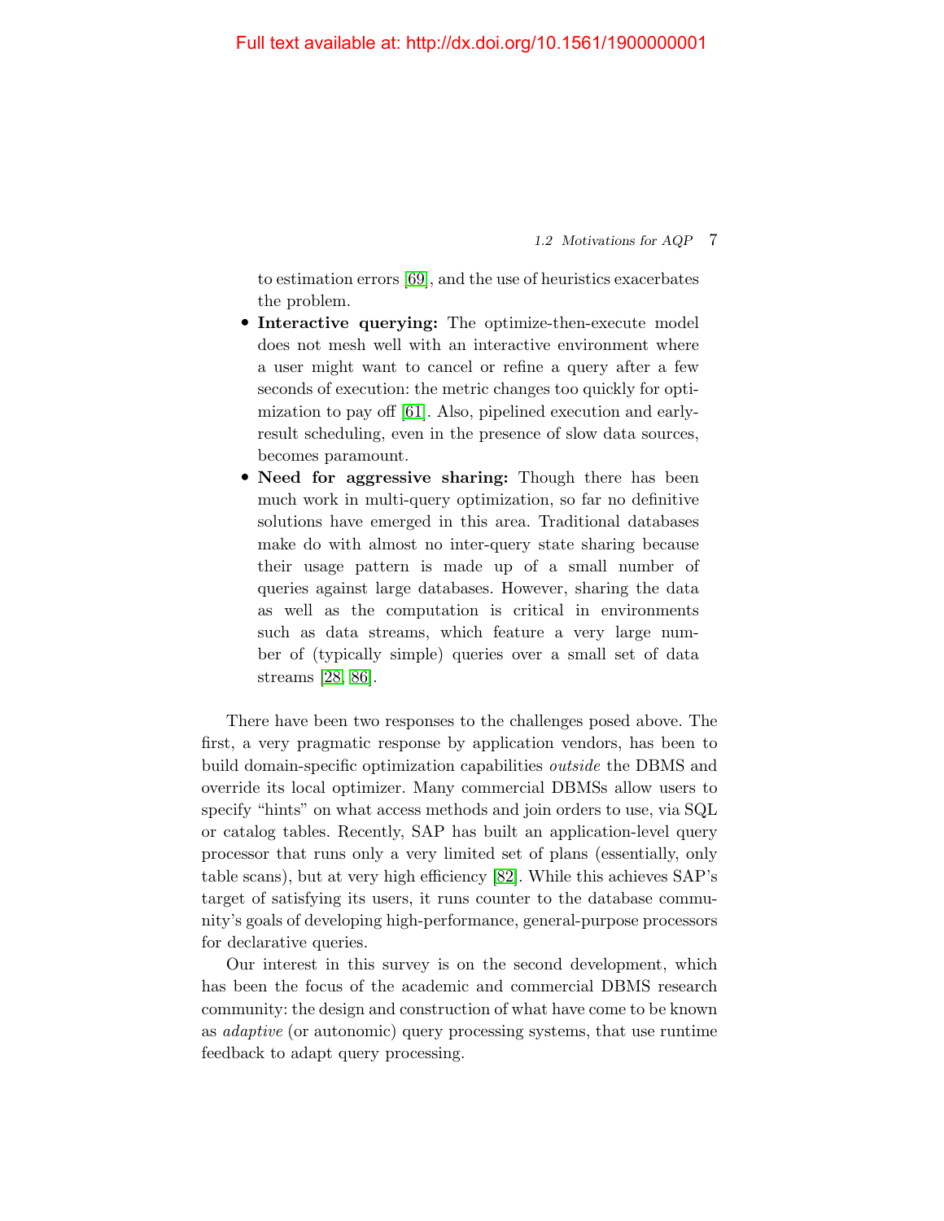to estimation errors [69], and the use of heuristics exacerbates the problem.

- **Interactive querying:** The optimize-then-execute model does not mesh well with an interactive environment where a user might want to cancel or refine a query after a few seconds of execution: the metric changes too quickly for optimization to pay off [61]. Also, pipelined execution and early-result scheduling, even in the presence of slow data sources, becomes paramount.
- **Need for aggressive sharing:** Though there has been much work in multi-query optimization, so far no definitive solutions have emerged in this area. Traditional databases make do with almost no inter-query state sharing because their usage pattern is made up of a small number of queries against large databases. However, sharing the data as well as the computation is critical in environments such as data streams, which feature a very large number of (typically simple) queries over a small set of data streams [28, 86].

There have been two responses to the challenges posed above. The first, a very pragmatic response by application vendors, has been to build domain-specific optimization capabilities *outside* the DBMS and override its local optimizer. Many commercial DBMSs allow users to specify "hints" on what access methods and join orders to use, via SQL or catalog tables. Recently, SAP has built an application-level query processor that runs only a very limited set of plans (essentially, only table scans), but at very high efficiency [82]. While this achieves SAP's target of satisfying its users, it runs counter to the database community's goals of developing high-performance, general-purpose processors for declarative queries.

Our interest in this survey is on the second development, which has been the focus of the academic and commercial DBMS research community: the design and construction of what have come to be known as *adaptive* (or autonomic) query processing systems, that use runtime feedback to adapt query processing.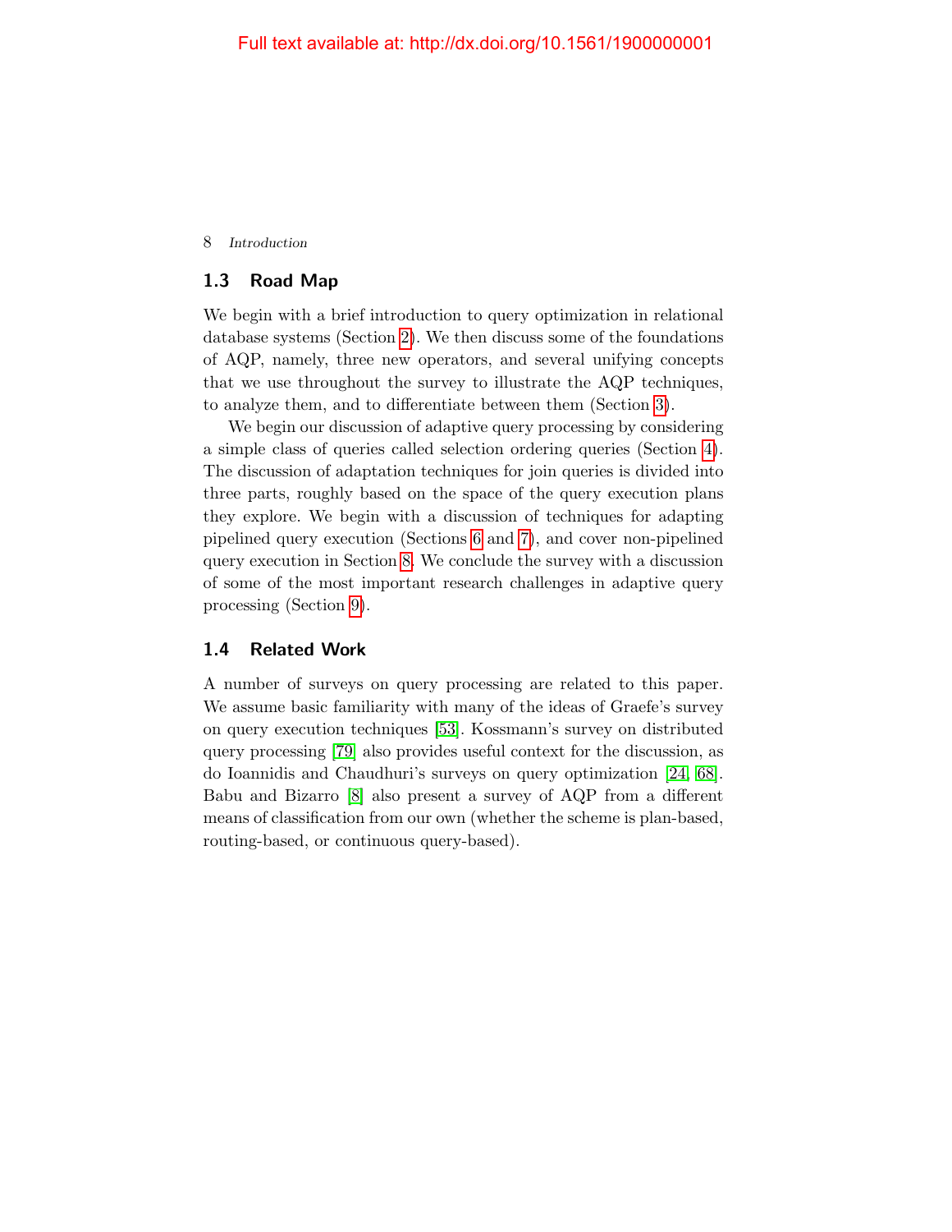## 1.3 Road Map

We begin with a brief introduction to query optimization in relational database systems (Section 2). We then discuss some of the foundations of AQP, namely, three new operators, and several unifying concepts that we use throughout the survey to illustrate the AQP techniques, to analyze them, and to differentiate between them (Section 3).

We begin our discussion of adaptive query processing by considering a simple class of queries called selection ordering queries (Section 4). The discussion of adaptation techniques for join queries is divided into three parts, roughly based on the space of the query execution plans they explore. We begin with a discussion of techniques for adapting pipelined query execution (Sections 6 and 7), and cover non-pipelined query execution in Section 8. We conclude the survey with a discussion of some of the most important research challenges in adaptive query processing (Section 9).

## 1.4 Related Work

A number of surveys on query processing are related to this paper. We assume basic familiarity with many of the ideas of Graefe's survey on query execution techniques [53]. Kossmann's survey on distributed query processing [79] also provides useful context for the discussion, as do Ioannidis and Chaudhuri's surveys on query optimization [24, 68]. Babu and Bizarro [8] also present a survey of AQP from a different means of classification from our own (whether the scheme is plan-based, routing-based, or continuous query-based).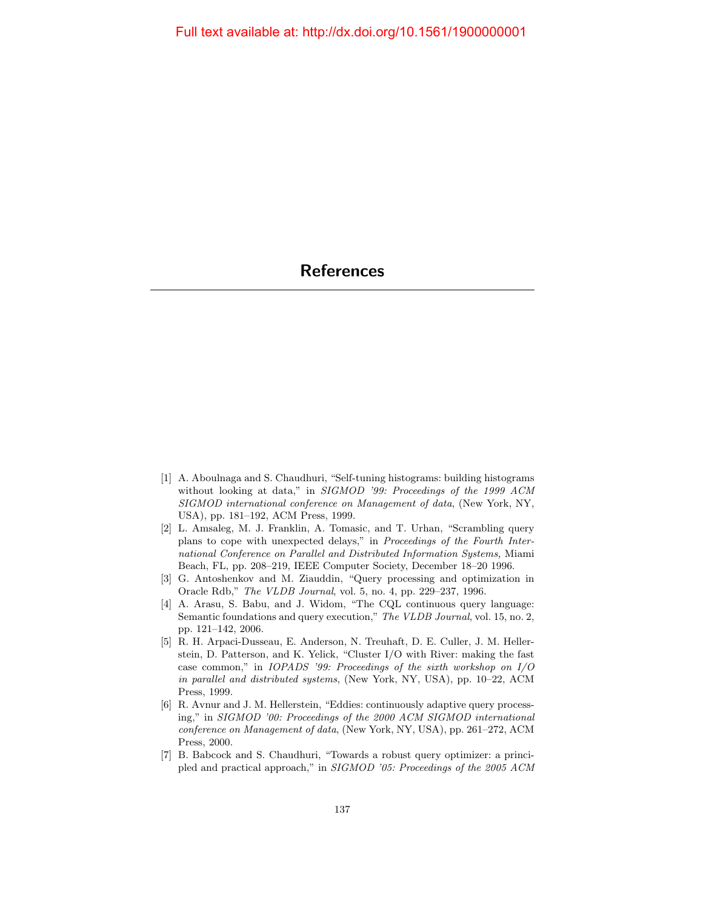# References

[1] A. Aboulnaga and S. Chaudhuri, "Self-tuning histograms: building histograms without looking at data," in *SIGMOD '99: Proceedings of the 1999 ACM SIGMOD international conference on Management of data*, (New York, NY, USA), pp. 181–192, ACM Press, 1999.

[2] L. Amsaleg, M. J. Franklin, A. Tomasic, and T. Urhan, "Scrambling query plans to cope with unexpected delays," in *Proceedings of the Fourth International Conference on Parallel and Distributed Information Systems,* Miami Beach, FL, pp. 208–219, IEEE Computer Society, December 18–20 1996.

[3] G. Antoshenkov and M. Ziauddin, "Query processing and optimization in Oracle Rdb," *The VLDB Journal*, vol. 5, no. 4, pp. 229–237, 1996.

[4] A. Arasu, S. Babu, and J. Widom, "The CQL continuous query language: Semantic foundations and query execution," *The VLDB Journal*, vol. 15, no. 2, pp. 121–142, 2006.

[5] R. H. Arpaci-Dusseau, E. Anderson, N. Treuhaft, D. E. Culler, J. M. Hellerstein, D. Patterson, and K. Yelick, "Cluster I/O with River: making the fast case common," in *IOPADS '99: Proceedings of the sixth workshop on I/O in parallel and distributed systems*, (New York, NY, USA), pp. 10–22, ACM Press, 1999.

[6] R. Avnur and J. M. Hellerstein, "Eddies: continuously adaptive query processing," in *SIGMOD '00: Proceedings of the 2000 ACM SIGMOD international conference on Management of data*, (New York, NY, USA), pp. 261–272, ACM Press, 2000.

[7] B. Babcock and S. Chaudhuri, "Towards a robust query optimizer: a principled and practical approach," in *SIGMOD '05: Proceedings of the 2005 ACM*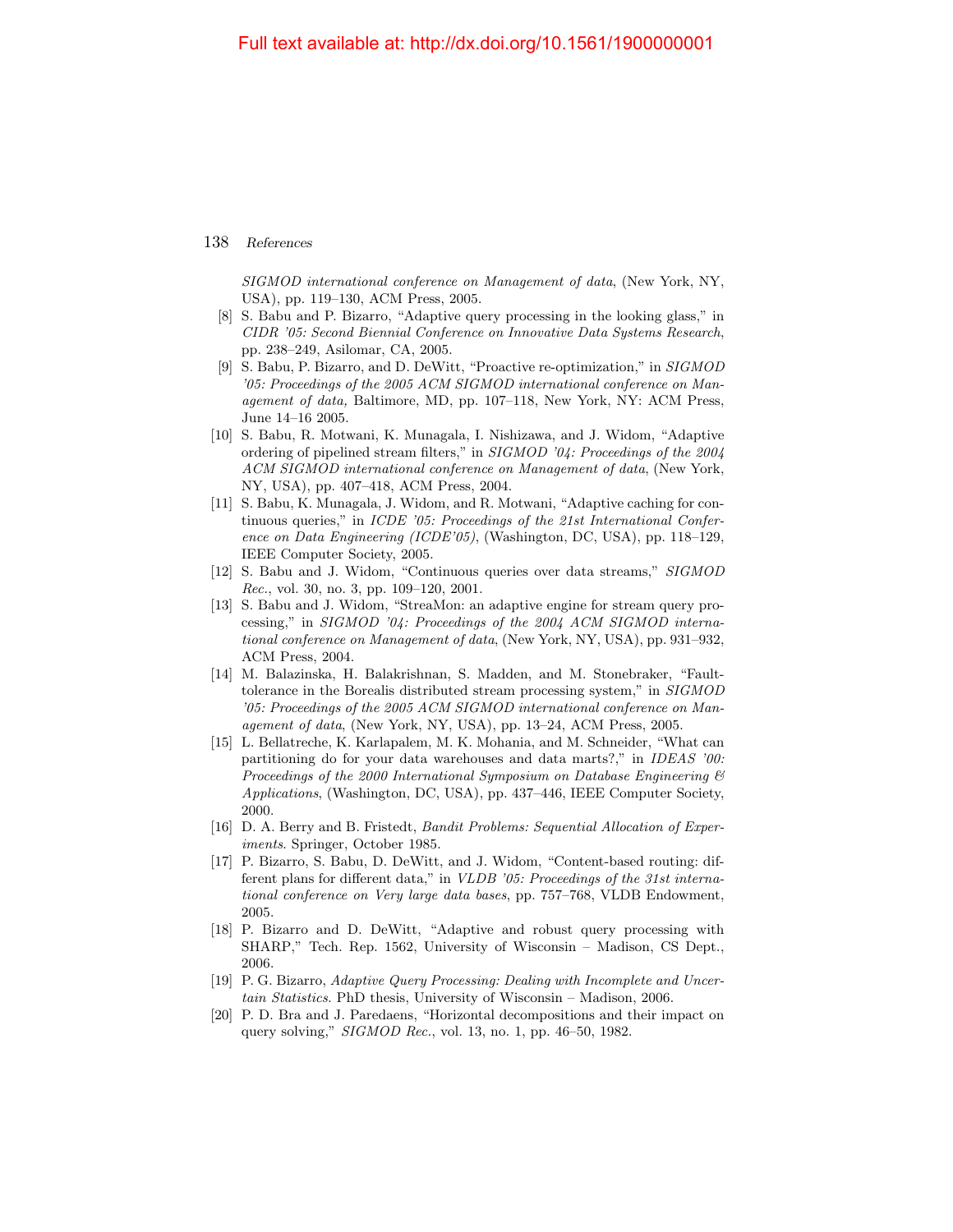*SIGMOD international conference on Management of data*, (New York, NY, USA), pp. 119–130, ACM Press, 2005.

[8] S. Babu and P. Bizarro, "Adaptive query processing in the looking glass," in *CIDR '05: Second Biennial Conference on Innovative Data Systems Research*, pp. 238–249, Asilomar, CA, 2005.

[9] S. Babu, P. Bizarro, and D. DeWitt, "Proactive re-optimization," in *SIGMOD '05: Proceedings of the 2005 ACM SIGMOD international conference on Management of data,* Baltimore, MD, pp. 107–118, New York, NY: ACM Press, June 14–16 2005.

[10] S. Babu, R. Motwani, K. Munagala, I. Nishizawa, and J. Widom, "Adaptive ordering of pipelined stream filters," in *SIGMOD '04: Proceedings of the 2004 ACM SIGMOD international conference on Management of data*, (New York, NY, USA), pp. 407–418, ACM Press, 2004.

[11] S. Babu, K. Munagala, J. Widom, and R. Motwani, "Adaptive caching for continuous queries," in *ICDE '05: Proceedings of the 21st International Conference on Data Engineering (ICDE'05)*, (Washington, DC, USA), pp. 118–129, IEEE Computer Society, 2005.

[12] S. Babu and J. Widom, "Continuous queries over data streams," *SIGMOD Rec.*, vol. 30, no. 3, pp. 109–120, 2001.

[13] S. Babu and J. Widom, "StreaMon: an adaptive engine for stream query processing," in *SIGMOD '04: Proceedings of the 2004 ACM SIGMOD international conference on Management of data*, (New York, NY, USA), pp. 931–932, ACM Press, 2004.

[14] M. Balazinska, H. Balakrishnan, S. Madden, and M. Stonebraker, "Fault-tolerance in the Borealis distributed stream processing system," in *SIGMOD '05: Proceedings of the 2005 ACM SIGMOD international conference on Management of data*, (New York, NY, USA), pp. 13–24, ACM Press, 2005.

[15] L. Bellatreche, K. Karlapalem, M. K. Mohania, and M. Schneider, "What can partitioning do for your data warehouses and data marts?," in *IDEAS '00: Proceedings of the 2000 International Symposium on Database Engineering & Applications*, (Washington, DC, USA), pp. 437–446, IEEE Computer Society, 2000.

[16] D. A. Berry and B. Fristedt, *Bandit Problems: Sequential Allocation of Experiments*. Springer, October 1985.

[17] P. Bizarro, S. Babu, D. DeWitt, and J. Widom, "Content-based routing: different plans for different data," in *VLDB '05: Proceedings of the 31st international conference on Very large data bases*, pp. 757–768, VLDB Endowment, 2005.

[18] P. Bizarro and D. DeWitt, "Adaptive and robust query processing with SHARP," Tech. Rep. 1562, University of Wisconsin – Madison, CS Dept., 2006.

[19] P. G. Bizarro, *Adaptive Query Processing: Dealing with Incomplete and Uncertain Statistics*. PhD thesis, University of Wisconsin – Madison, 2006.

[20] P. D. Bra and J. Paredaens, "Horizontal decompositions and their impact on query solving," *SIGMOD Rec.*, vol. 13, no. 1, pp. 46–50, 1982.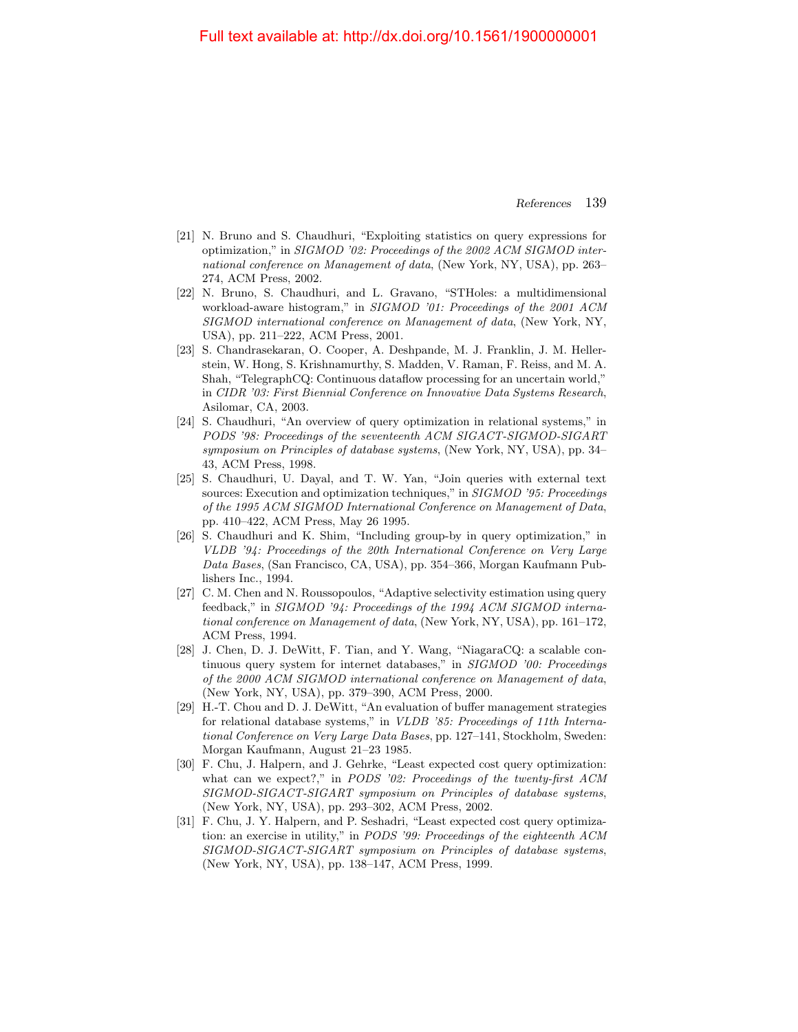[21] N. Bruno and S. Chaudhuri, “Exploiting statistics on query expressions for optimization,” in *SIGMOD '02: Proceedings of the 2002 ACM SIGMOD international conference on Management of data*, (New York, NY, USA), pp. 263–274, ACM Press, 2002.

[22] N. Bruno, S. Chaudhuri, and L. Gravano, “STHoles: a multidimensional workload-aware histogram,” in *SIGMOD '01: Proceedings of the 2001 ACM SIGMOD international conference on Management of data*, (New York, NY, USA), pp. 211–222, ACM Press, 2001.

[23] S. Chandrasekaran, O. Cooper, A. Deshpande, M. J. Franklin, J. M. Hellerstein, W. Hong, S. Krishnamurthy, S. Madden, V. Raman, F. Reiss, and M. A. Shah, “TelegraphCQ: Continuous dataflow processing for an uncertain world,” in *CIDR '03: First Biennial Conference on Innovative Data Systems Research*, Asilomar, CA, 2003.

[24] S. Chaudhuri, “An overview of query optimization in relational systems,” in *PODS '98: Proceedings of the seventeenth ACM SIGACT-SIGMOD-SIGART symposium on Principles of database systems*, (New York, NY, USA), pp. 34–43, ACM Press, 1998.

[25] S. Chaudhuri, U. Dayal, and T. W. Yan, “Join queries with external text sources: Execution and optimization techniques,” in *SIGMOD '95: Proceedings of the 1995 ACM SIGMOD International Conference on Management of Data*, pp. 410–422, ACM Press, May 26 1995.

[26] S. Chaudhuri and K. Shim, “Including group-by in query optimization,” in *VLDB '94: Proceedings of the 20th International Conference on Very Large Data Bases*, (San Francisco, CA, USA), pp. 354–366, Morgan Kaufmann Publishers Inc., 1994.

[27] C. M. Chen and N. Roussopoulos, “Adaptive selectivity estimation using query feedback,” in *SIGMOD '94: Proceedings of the 1994 ACM SIGMOD international conference on Management of data*, (New York, NY, USA), pp. 161–172, ACM Press, 1994.

[28] J. Chen, D. J. DeWitt, F. Tian, and Y. Wang, “NiagaraCQ: a scalable continuous query system for internet databases,” in *SIGMOD '00: Proceedings of the 2000 ACM SIGMOD international conference on Management of data*, (New York, NY, USA), pp. 379–390, ACM Press, 2000.

[29] H.-T. Chou and D. J. DeWitt, “An evaluation of buffer management strategies for relational database systems,” in *VLDB '85: Proceedings of 11th International Conference on Very Large Data Bases*, pp. 127–141, Stockholm, Sweden: Morgan Kaufmann, August 21–23 1985.

[30] F. Chu, J. Halpern, and J. Gehrke, “Least expected cost query optimization: what can we expect?,” in *PODS '02: Proceedings of the twenty-first ACM SIGMOD-SIGACT-SIGART symposium on Principles of database systems*, (New York, NY, USA), pp. 293–302, ACM Press, 2002.

[31] F. Chu, J. Y. Halpern, and P. Seshadri, “Least expected cost query optimization: an exercise in utility,” in *PODS '99: Proceedings of the eighteenth ACM SIGMOD-SIGACT-SIGART symposium on Principles of database systems*, (New York, NY, USA), pp. 138–147, ACM Press, 1999.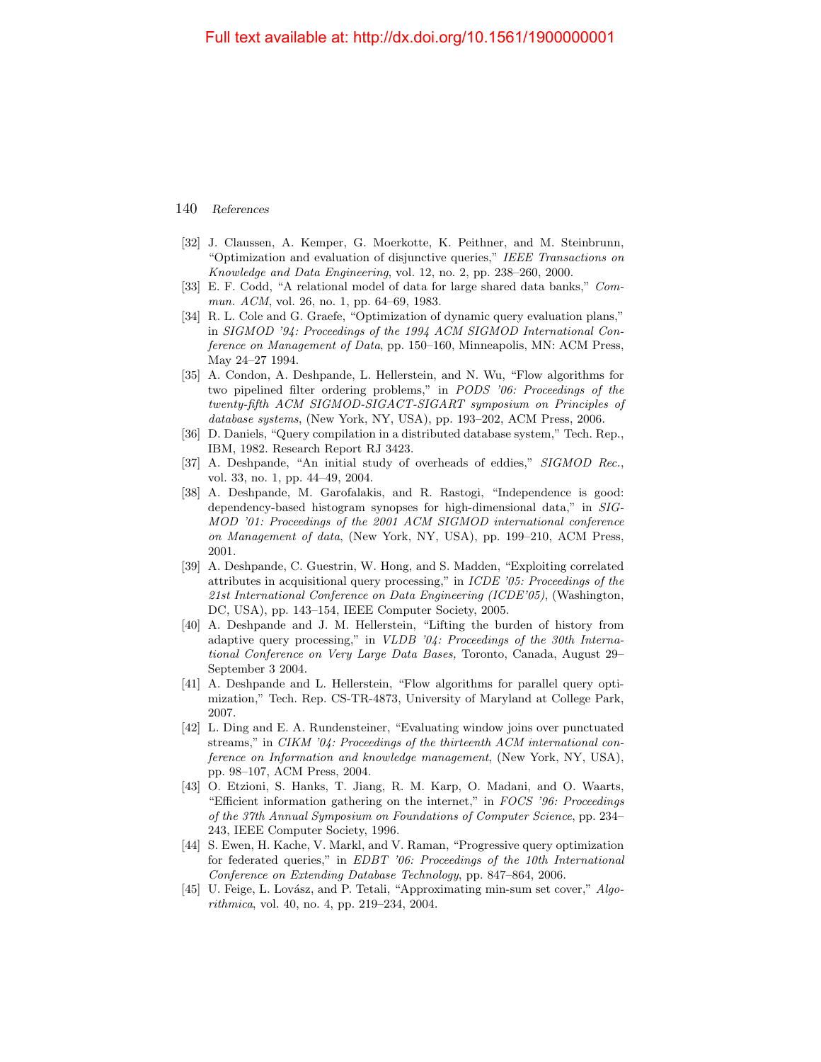[32] J. Claussen, A. Kemper, G. Moerkotte, K. Peithner, and M. Steinbrunn, "Optimization and evaluation of disjunctive queries," *IEEE Transactions on Knowledge and Data Engineering*, vol. 12, no. 2, pp. 238–260, 2000.

[33] E. F. Codd, "A relational model of data for large shared data banks," *Commun. ACM*, vol. 26, no. 1, pp. 64–69, 1983.

[34] R. L. Cole and G. Graefe, "Optimization of dynamic query evaluation plans," in *SIGMOD '94: Proceedings of the 1994 ACM SIGMOD International Conference on Management of Data*, pp. 150–160, Minneapolis, MN: ACM Press, May 24–27 1994.

[35] A. Condon, A. Deshpande, L. Hellerstein, and N. Wu, "Flow algorithms for two pipelined filter ordering problems," in *PODS '06: Proceedings of the twenty-fifth ACM SIGMOD-SIGACT-SIGART symposium on Principles of database systems*, (New York, NY, USA), pp. 193–202, ACM Press, 2006.

[36] D. Daniels, "Query compilation in a distributed database system," Tech. Rep., IBM, 1982. Research Report RJ 3423.

[37] A. Deshpande, "An initial study of overheads of eddies," *SIGMOD Rec.*, vol. 33, no. 1, pp. 44–49, 2004.

[38] A. Deshpande, M. Garofalakis, and R. Rastogi, "Independence is good: dependency-based histogram synopses for high-dimensional data," in *SIGMOD '01: Proceedings of the 2001 ACM SIGMOD international conference on Management of data*, (New York, NY, USA), pp. 199–210, ACM Press, 2001.

[39] A. Deshpande, C. Guestrin, W. Hong, and S. Madden, "Exploiting correlated attributes in acquisitional query processing," in *ICDE '05: Proceedings of the 21st International Conference on Data Engineering (ICDE'05)*, (Washington, DC, USA), pp. 143–154, IEEE Computer Society, 2005.

[40] A. Deshpande and J. M. Hellerstein, "Lifting the burden of history from adaptive query processing," in *VLDB '04: Proceedings of the 30th International Conference on Very Large Data Bases,* Toronto, Canada, August 29–September 3 2004.

[41] A. Deshpande and L. Hellerstein, "Flow algorithms for parallel query optimization," Tech. Rep. CS-TR-4873, University of Maryland at College Park, 2007.

[42] L. Ding and E. A. Rundensteiner, "Evaluating window joins over punctuated streams," in *CIKM '04: Proceedings of the thirteenth ACM international conference on Information and knowledge management*, (New York, NY, USA), pp. 98–107, ACM Press, 2004.

[43] O. Etzioni, S. Hanks, T. Jiang, R. M. Karp, O. Madani, and O. Waarts, "Efficient information gathering on the internet," in *FOCS '96: Proceedings of the 37th Annual Symposium on Foundations of Computer Science*, pp. 234–243, IEEE Computer Society, 1996.

[44] S. Ewen, H. Kache, V. Markl, and V. Raman, "Progressive query optimization for federated queries," in *EDBT '06: Proceedings of the 10th International Conference on Extending Database Technology*, pp. 847–864, 2006.

[45] U. Feige, L. Lovász, and P. Tetali, "Approximating min-sum set cover," *Algorithmica*, vol. 40, no. 4, pp. 219–234, 2004.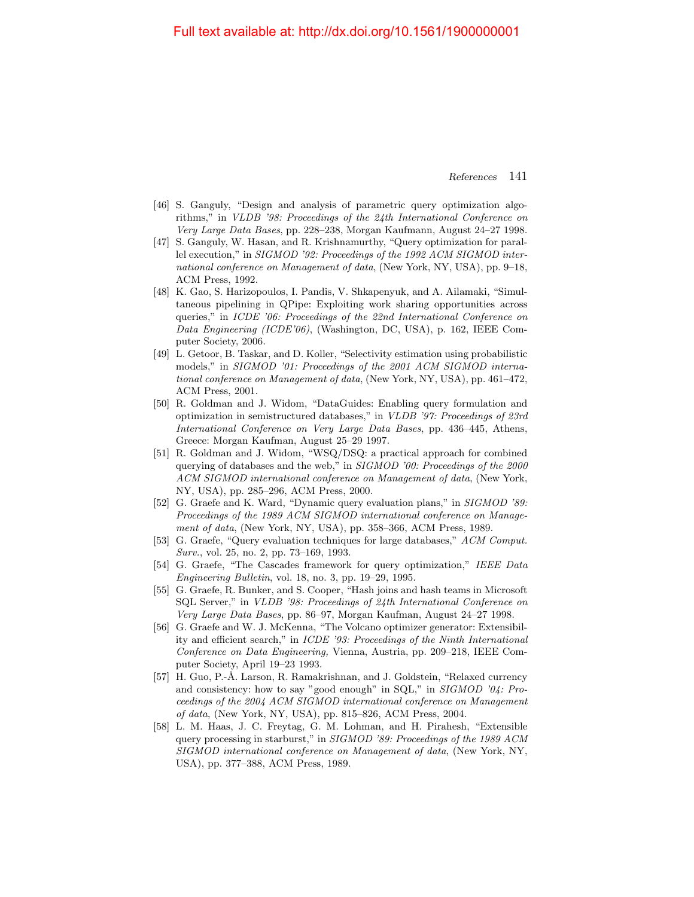[46] S. Ganguly, "Design and analysis of parametric query optimization algorithms," in *VLDB '98: Proceedings of the 24th International Conference on Very Large Data Bases*, pp. 228–238, Morgan Kaufmann, August 24–27 1998.

[47] S. Ganguly, W. Hasan, and R. Krishnamurthy, "Query optimization for parallel execution," in *SIGMOD '92: Proceedings of the 1992 ACM SIGMOD international conference on Management of data*, (New York, NY, USA), pp. 9–18, ACM Press, 1992.

[48] K. Gao, S. Harizopoulos, I. Pandis, V. Shkapenyuk, and A. Ailamaki, "Simultaneous pipelining in QPipe: Exploiting work sharing opportunities across queries," in *ICDE '06: Proceedings of the 22nd International Conference on Data Engineering (ICDE'06)*, (Washington, DC, USA), p. 162, IEEE Computer Society, 2006.

[49] L. Getoor, B. Taskar, and D. Koller, "Selectivity estimation using probabilistic models," in *SIGMOD '01: Proceedings of the 2001 ACM SIGMOD international conference on Management of data*, (New York, NY, USA), pp. 461–472, ACM Press, 2001.

[50] R. Goldman and J. Widom, "DataGuides: Enabling query formulation and optimization in semistructured databases," in *VLDB '97: Proceedings of 23rd International Conference on Very Large Data Bases*, pp. 436–445, Athens, Greece: Morgan Kaufman, August 25–29 1997.

[51] R. Goldman and J. Widom, "WSQ/DSQ: a practical approach for combined querying of databases and the web," in *SIGMOD '00: Proceedings of the 2000 ACM SIGMOD international conference on Management of data*, (New York, NY, USA), pp. 285–296, ACM Press, 2000.

[52] G. Graefe and K. Ward, "Dynamic query evaluation plans," in *SIGMOD '89: Proceedings of the 1989 ACM SIGMOD international conference on Management of data*, (New York, NY, USA), pp. 358–366, ACM Press, 1989.

[53] G. Graefe, "Query evaluation techniques for large databases," *ACM Comput. Surv.*, vol. 25, no. 2, pp. 73–169, 1993.

[54] G. Graefe, "The Cascades framework for query optimization," *IEEE Data Engineering Bulletin*, vol. 18, no. 3, pp. 19–29, 1995.

[55] G. Graefe, R. Bunker, and S. Cooper, "Hash joins and hash teams in Microsoft SQL Server," in *VLDB '98: Proceedings of 24th International Conference on Very Large Data Bases*, pp. 86–97, Morgan Kaufman, August 24–27 1998.

[56] G. Graefe and W. J. McKenna, "The Volcano optimizer generator: Extensibility and efficient search," in *ICDE '93: Proceedings of the Ninth International Conference on Data Engineering,* Vienna, Austria, pp. 209–218, IEEE Computer Society, April 19–23 1993.

[57] H. Guo, P.-Å. Larson, R. Ramakrishnan, and J. Goldstein, "Relaxed currency and consistency: how to say "good enough" in SQL," in *SIGMOD '04: Proceedings of the 2004 ACM SIGMOD international conference on Management of data*, (New York, NY, USA), pp. 815–826, ACM Press, 2004.

[58] L. M. Haas, J. C. Freytag, G. M. Lohman, and H. Pirahesh, "Extensible query processing in starburst," in *SIGMOD '89: Proceedings of the 1989 ACM SIGMOD international conference on Management of data*, (New York, NY, USA), pp. 377–388, ACM Press, 1989.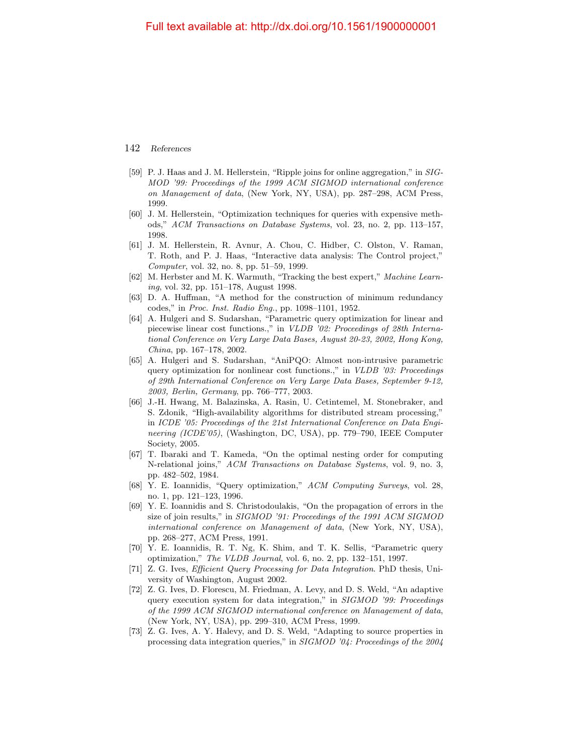Full text available at: http://dx.doi.org/10.1561/1900000001

[59] P. J. Haas and J. M. Hellerstein, "Ripple joins for online aggregation," in *SIGMOD '99: Proceedings of the 1999 ACM SIGMOD international conference on Management of data*, (New York, NY, USA), pp. 287–298, ACM Press, 1999.

[60] J. M. Hellerstein, "Optimization techniques for queries with expensive methods," *ACM Transactions on Database Systems*, vol. 23, no. 2, pp. 113–157, 1998.

[61] J. M. Hellerstein, R. Avnur, A. Chou, C. Hidber, C. Olston, V. Raman, T. Roth, and P. J. Haas, "Interactive data analysis: The Control project," *Computer*, vol. 32, no. 8, pp. 51–59, 1999.

[62] M. Herbster and M. K. Warmuth, "Tracking the best expert," *Machine Learning*, vol. 32, pp. 151–178, August 1998.

[63] D. A. Huffman, "A method for the construction of minimum redundancy codes," in *Proc. Inst. Radio Eng.*, pp. 1098–1101, 1952.

[64] A. Hulgeri and S. Sudarshan, "Parametric query optimization for linear and piecewise linear cost functions.," in *VLDB '02: Proceedings of 28th International Conference on Very Large Data Bases, August 20-23, 2002, Hong Kong, China*, pp. 167–178, 2002.

[65] A. Hulgeri and S. Sudarshan, "AniPQO: Almost non-intrusive parametric query optimization for nonlinear cost functions.," in *VLDB '03: Proceedings of 29th International Conference on Very Large Data Bases, September 9-12, 2003, Berlin, Germany*, pp. 766–777, 2003.

[66] J.-H. Hwang, M. Balazinska, A. Rasin, U. Cetintemel, M. Stonebraker, and S. Zdonik, "High-availability algorithms for distributed stream processing," in *ICDE '05: Proceedings of the 21st International Conference on Data Engineering (ICDE'05)*, (Washington, DC, USA), pp. 779–790, IEEE Computer Society, 2005.

[67] T. Ibaraki and T. Kameda, "On the optimal nesting order for computing N-relational joins," *ACM Transactions on Database Systems*, vol. 9, no. 3, pp. 482–502, 1984.

[68] Y. E. Ioannidis, "Query optimization," *ACM Computing Surveys*, vol. 28, no. 1, pp. 121–123, 1996.

[69] Y. E. Ioannidis and S. Christodoulakis, "On the propagation of errors in the size of join results," in *SIGMOD '91: Proceedings of the 1991 ACM SIGMOD international conference on Management of data*, (New York, NY, USA), pp. 268–277, ACM Press, 1991.

[70] Y. E. Ioannidis, R. T. Ng, K. Shim, and T. K. Sellis, "Parametric query optimization," *The VLDB Journal*, vol. 6, no. 2, pp. 132–151, 1997.

[71] Z. G. Ives, *Efficient Query Processing for Data Integration*. PhD thesis, University of Washington, August 2002.

[72] Z. G. Ives, D. Florescu, M. Friedman, A. Levy, and D. S. Weld, "An adaptive query execution system for data integration," in *SIGMOD '99: Proceedings of the 1999 ACM SIGMOD international conference on Management of data*, (New York, NY, USA), pp. 299–310, ACM Press, 1999.

[73] Z. G. Ives, A. Y. Halevy, and D. S. Weld, "Adapting to source properties in processing data integration queries," in *SIGMOD '04: Proceedings of the 2004*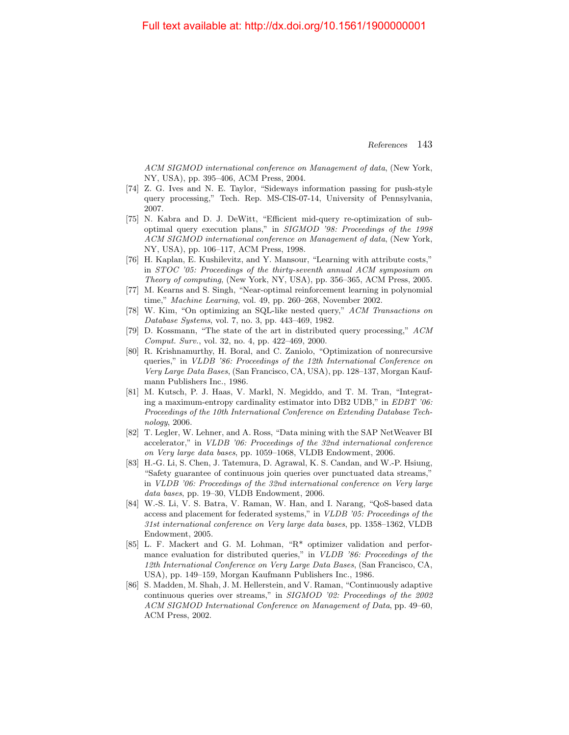*ACM SIGMOD international conference on Management of data*, (New York, NY, USA), pp. 395–406, ACM Press, 2004.

[74] Z. G. Ives and N. E. Taylor, "Sideways information passing for push-style query processing," Tech. Rep. MS-CIS-07-14, University of Pennsylvania, 2007.

[75] N. Kabra and D. J. DeWitt, "Efficient mid-query re-optimization of sub-optimal query execution plans," in *SIGMOD '98: Proceedings of the 1998 ACM SIGMOD international conference on Management of data*, (New York, NY, USA), pp. 106–117, ACM Press, 1998.

[76] H. Kaplan, E. Kushilevitz, and Y. Mansour, "Learning with attribute costs," in *STOC '05: Proceedings of the thirty-seventh annual ACM symposium on Theory of computing*, (New York, NY, USA), pp. 356–365, ACM Press, 2005.

[77] M. Kearns and S. Singh, "Near-optimal reinforcement learning in polynomial time," *Machine Learning*, vol. 49, pp. 260–268, November 2002.

[78] W. Kim, "On optimizing an SQL-like nested query," *ACM Transactions on Database Systems*, vol. 7, no. 3, pp. 443–469, 1982.

[79] D. Kossmann, "The state of the art in distributed query processing," *ACM Comput. Surv.*, vol. 32, no. 4, pp. 422–469, 2000.

[80] R. Krishnamurthy, H. Boral, and C. Zaniolo, "Optimization of nonrecursive queries," in *VLDB '86: Proceedings of the 12th International Conference on Very Large Data Bases*, (San Francisco, CA, USA), pp. 128–137, Morgan Kaufmann Publishers Inc., 1986.

[81] M. Kutsch, P. J. Haas, V. Markl, N. Megiddo, and T. M. Tran, "Integrating a maximum-entropy cardinality estimator into DB2 UDB," in *EDBT '06: Proceedings of the 10th International Conference on Extending Database Technology*, 2006.

[82] T. Legler, W. Lehner, and A. Ross, "Data mining with the SAP NetWeaver BI accelerator," in *VLDB '06: Proceedings of the 32nd international conference on Very large data bases*, pp. 1059–1068, VLDB Endowment, 2006.

[83] H.-G. Li, S. Chen, J. Tatemura, D. Agrawal, K. S. Candan, and W.-P. Hsiung, "Safety guarantee of continuous join queries over punctuated data streams," in *VLDB '06: Proceedings of the 32nd international conference on Very large data bases*, pp. 19–30, VLDB Endowment, 2006.

[84] W.-S. Li, V. S. Batra, V. Raman, W. Han, and I. Narang, "QoS-based data access and placement for federated systems," in *VLDB '05: Proceedings of the 31st international conference on Very large data bases*, pp. 1358–1362, VLDB Endowment, 2005.

[85] L. F. Mackert and G. M. Lohman, "R* optimizer validation and performance evaluation for distributed queries," in *VLDB '86: Proceedings of the 12th International Conference on Very Large Data Bases*, (San Francisco, CA, USA), pp. 149–159, Morgan Kaufmann Publishers Inc., 1986.

[86] S. Madden, M. Shah, J. M. Hellerstein, and V. Raman, "Continuously adaptive continuous queries over streams," in *SIGMOD '02: Proceedings of the 2002 ACM SIGMOD International Conference on Management of Data*, pp. 49–60, ACM Press, 2002.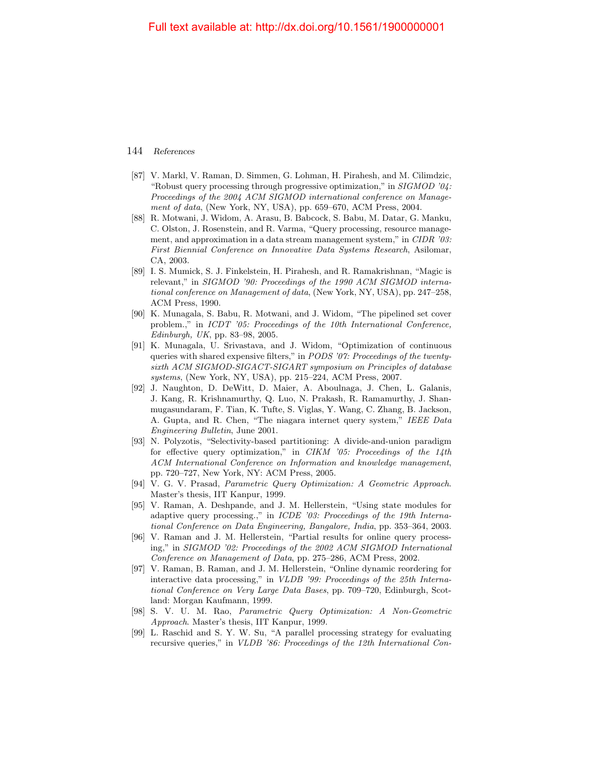- [87] V. Markl, V. Raman, D. Simmen, G. Lohman, H. Pirahesh, and M. Cilimdzic, "Robust query processing through progressive optimization," in *SIGMOD '04: Proceedings of the 2004 ACM SIGMOD international conference on Management of data*, (New York, NY, USA), pp. 659–670, ACM Press, 2004.
- [88] R. Motwani, J. Widom, A. Arasu, B. Babcock, S. Babu, M. Datar, G. Manku, C. Olston, J. Rosenstein, and R. Varma, "Query processing, resource management, and approximation in a data stream management system," in *CIDR '03: First Biennial Conference on Innovative Data Systems Research*, Asilomar, CA, 2003.
- [89] I. S. Mumick, S. J. Finkelstein, H. Pirahesh, and R. Ramakrishnan, "Magic is relevant," in *SIGMOD '90: Proceedings of the 1990 ACM SIGMOD international conference on Management of data*, (New York, NY, USA), pp. 247–258, ACM Press, 1990.
- [90] K. Munagala, S. Babu, R. Motwani, and J. Widom, "The pipelined set cover problem.," in *ICDT '05: Proceedings of the 10th International Conference, Edinburgh, UK*, pp. 83–98, 2005.
- [91] K. Munagala, U. Srivastava, and J. Widom, "Optimization of continuous queries with shared expensive filters," in *PODS '07: Proceedings of the twenty-sixth ACM SIGMOD-SIGACT-SIGART symposium on Principles of database systems*, (New York, NY, USA), pp. 215–224, ACM Press, 2007.
- [92] J. Naughton, D. DeWitt, D. Maier, A. Aboulnaga, J. Chen, L. Galanis, J. Kang, R. Krishnamurthy, Q. Luo, N. Prakash, R. Ramamurthy, J. Shanmugasundaram, F. Tian, K. Tufte, S. Viglas, Y. Wang, C. Zhang, B. Jackson, A. Gupta, and R. Chen, "The niagara internet query system," *IEEE Data Engineering Bulletin*, June 2001.
- [93] N. Polyzotis, "Selectivity-based partitioning: A divide-and-union paradigm for effective query optimization," in *CIKM '05: Proceedings of the 14th ACM International Conference on Information and knowledge management*, pp. 720–727, New York, NY: ACM Press, 2005.
- [94] V. G. V. Prasad, *Parametric Query Optimization: A Geometric Approach*. Master's thesis, IIT Kanpur, 1999.
- [95] V. Raman, A. Deshpande, and J. M. Hellerstein, "Using state modules for adaptive query processing.," in *ICDE '03: Proceedings of the 19th International Conference on Data Engineering, Bangalore, India*, pp. 353–364, 2003.
- [96] V. Raman and J. M. Hellerstein, "Partial results for online query processing," in *SIGMOD '02: Proceedings of the 2002 ACM SIGMOD International Conference on Management of Data*, pp. 275–286, ACM Press, 2002.
- [97] V. Raman, B. Raman, and J. M. Hellerstein, "Online dynamic reordering for interactive data processing," in *VLDB '99: Proceedings of the 25th International Conference on Very Large Data Bases*, pp. 709–720, Edinburgh, Scotland: Morgan Kaufmann, 1999.
- [98] S. V. U. M. Rao, *Parametric Query Optimization: A Non-Geometric Approach*. Master's thesis, IIT Kanpur, 1999.
- [99] L. Raschid and S. Y. W. Su, "A parallel processing strategy for evaluating recursive queries," in *VLDB '86: Proceedings of the 12th International Con-*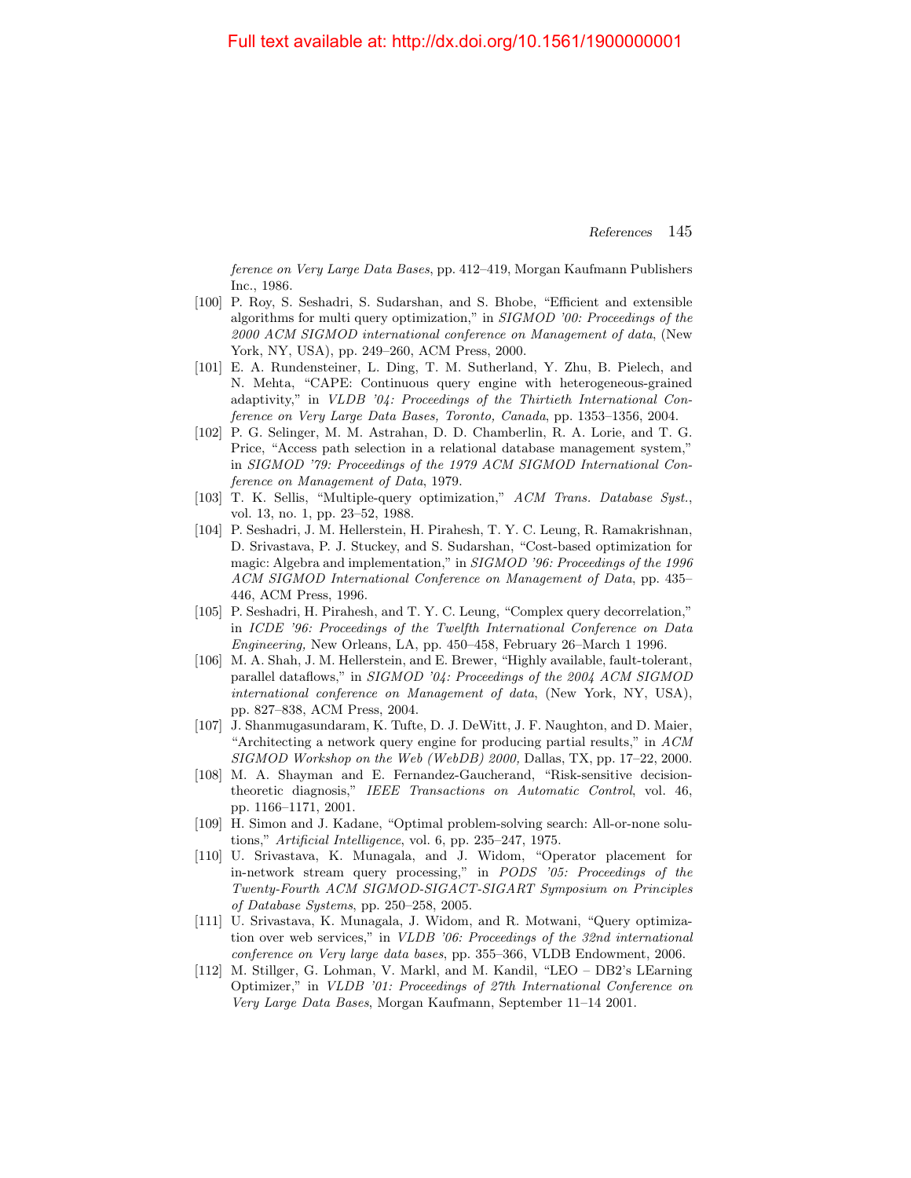ference on Very Large Data Bases*, pp. 412–419, Morgan Kaufmann Publishers Inc., 1986.

[100] P. Roy, S. Seshadri, S. Sudarshan, and S. Bhobe, "Efficient and extensible algorithms for multi query optimization," in *SIGMOD '00: Proceedings of the 2000 ACM SIGMOD international conference on Management of data*, (New York, NY, USA), pp. 249–260, ACM Press, 2000.

[101] E. A. Rundensteiner, L. Ding, T. M. Sutherland, Y. Zhu, B. Pielech, and N. Mehta, "CAPE: Continuous query engine with heterogeneous-grained adaptivity," in *VLDB '04: Proceedings of the Thirtieth International Conference on Very Large Data Bases, Toronto, Canada*, pp. 1353–1356, 2004.

[102] P. G. Selinger, M. M. Astrahan, D. D. Chamberlin, R. A. Lorie, and T. G. Price, "Access path selection in a relational database management system," in *SIGMOD '79: Proceedings of the 1979 ACM SIGMOD International Conference on Management of Data*, 1979.

[103] T. K. Sellis, "Multiple-query optimization," *ACM Trans. Database Syst.*, vol. 13, no. 1, pp. 23–52, 1988.

[104] P. Seshadri, J. M. Hellerstein, H. Pirahesh, T. Y. C. Leung, R. Ramakrishnan, D. Srivastava, P. J. Stuckey, and S. Sudarshan, "Cost-based optimization for magic: Algebra and implementation," in *SIGMOD '96: Proceedings of the 1996 ACM SIGMOD International Conference on Management of Data*, pp. 435–446, ACM Press, 1996.

[105] P. Seshadri, H. Pirahesh, and T. Y. C. Leung, "Complex query decorrelation," in *ICDE '96: Proceedings of the Twelfth International Conference on Data Engineering,* New Orleans, LA, pp. 450–458, February 26–March 1 1996.

[106] M. A. Shah, J. M. Hellerstein, and E. Brewer, "Highly available, fault-tolerant, parallel dataflows," in *SIGMOD '04: Proceedings of the 2004 ACM SIGMOD international conference on Management of data*, (New York, NY, USA), pp. 827–838, ACM Press, 2004.

[107] J. Shanmugasundaram, K. Tufte, D. J. DeWitt, J. F. Naughton, and D. Maier, "Architecting a network query engine for producing partial results," in *ACM SIGMOD Workshop on the Web (WebDB) 2000,* Dallas, TX, pp. 17–22, 2000.

[108] M. A. Shayman and E. Fernandez-Gaucherand, "Risk-sensitive decision-theoretic diagnosis," *IEEE Transactions on Automatic Control*, vol. 46, pp. 1166–1171, 2001.

[109] H. Simon and J. Kadane, "Optimal problem-solving search: All-or-none solutions," *Artificial Intelligence*, vol. 6, pp. 235–247, 1975.

[110] U. Srivastava, K. Munagala, and J. Widom, "Operator placement for in-network stream query processing," in *PODS '05: Proceedings of the Twenty-Fourth ACM SIGMOD-SIGACT-SIGART Symposium on Principles of Database Systems*, pp. 250–258, 2005.

[111] U. Srivastava, K. Munagala, J. Widom, and R. Motwani, "Query optimization over web services," in *VLDB '06: Proceedings of the 32nd international conference on Very large data bases*, pp. 355–366, VLDB Endowment, 2006.

[112] M. Stillger, G. Lohman, V. Markl, and M. Kandil, "LEO – DB2's LEarning Optimizer," in *VLDB '01: Proceedings of 27th International Conference on Very Large Data Bases*, Morgan Kaufmann, September 11–14 2001.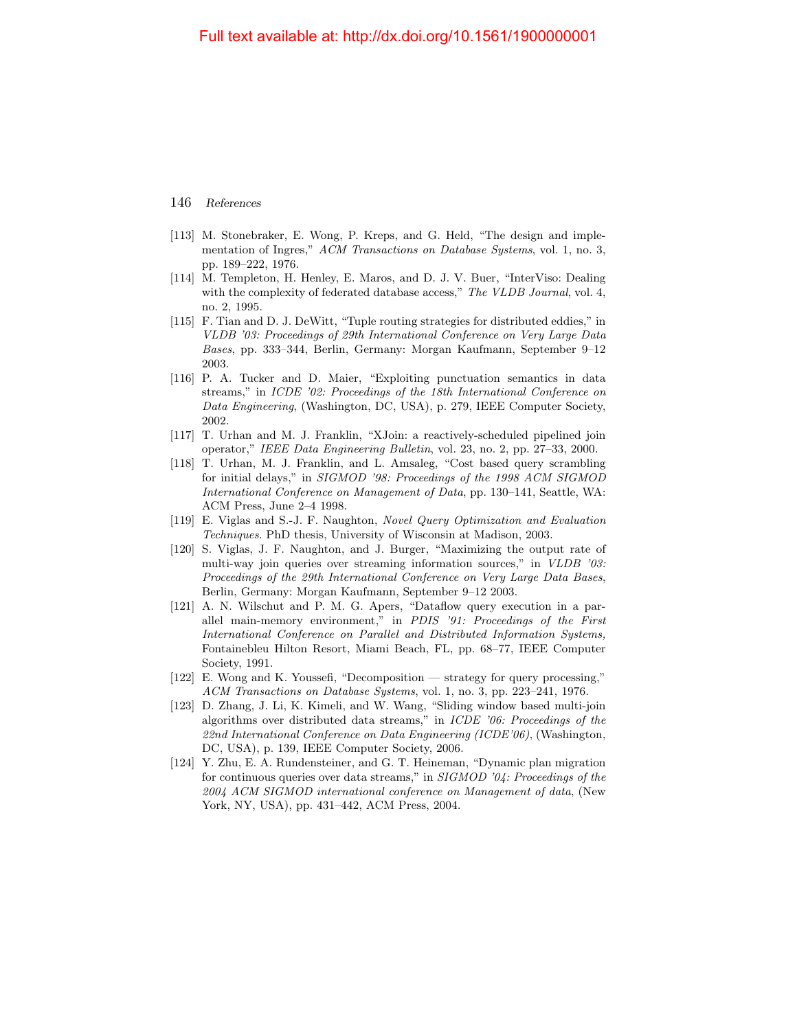[113] M. Stonebraker, E. Wong, P. Kreps, and G. Held, "The design and implementation of Ingres," *ACM Transactions on Database Systems*, vol. 1, no. 3, pp. 189–222, 1976.

[114] M. Templeton, H. Henley, E. Maros, and D. J. V. Buer, "InterViso: Dealing with the complexity of federated database access," *The VLDB Journal*, vol. 4, no. 2, 1995.

[115] F. Tian and D. J. DeWitt, "Tuple routing strategies for distributed eddies," in *VLDB '03: Proceedings of 29th International Conference on Very Large Data Bases*, pp. 333–344, Berlin, Germany: Morgan Kaufmann, September 9–12 2003.

[116] P. A. Tucker and D. Maier, "Exploiting punctuation semantics in data streams," in *ICDE '02: Proceedings of the 18th International Conference on Data Engineering*, (Washington, DC, USA), p. 279, IEEE Computer Society, 2002.

[117] T. Urhan and M. J. Franklin, "XJoin: a reactively-scheduled pipelined join operator," *IEEE Data Engineering Bulletin*, vol. 23, no. 2, pp. 27–33, 2000.

[118] T. Urhan, M. J. Franklin, and L. Amsaleg, "Cost based query scrambling for initial delays," in *SIGMOD '98: Proceedings of the 1998 ACM SIGMOD International Conference on Management of Data*, pp. 130–141, Seattle, WA: ACM Press, June 2–4 1998.

[119] E. Viglas and S.-J. F. Naughton, *Novel Query Optimization and Evaluation Techniques*. PhD thesis, University of Wisconsin at Madison, 2003.

[120] S. Viglas, J. F. Naughton, and J. Burger, "Maximizing the output rate of multi-way join queries over streaming information sources," in *VLDB '03: Proceedings of the 29th International Conference on Very Large Data Bases*, Berlin, Germany: Morgan Kaufmann, September 9–12 2003.

[121] A. N. Wilschut and P. M. G. Apers, "Dataflow query execution in a parallel main-memory environment," in *PDIS '91: Proceedings of the First International Conference on Parallel and Distributed Information Systems,* Fontainebleu Hilton Resort, Miami Beach, FL, pp. 68–77, IEEE Computer Society, 1991.

[122] E. Wong and K. Youssefi, "Decomposition — strategy for query processing," *ACM Transactions on Database Systems*, vol. 1, no. 3, pp. 223–241, 1976.

[123] D. Zhang, J. Li, K. Kimeli, and W. Wang, "Sliding window based multi-join algorithms over distributed data streams," in *ICDE '06: Proceedings of the 22nd International Conference on Data Engineering (ICDE'06)*, (Washington, DC, USA), p. 139, IEEE Computer Society, 2006.

[124] Y. Zhu, E. A. Rundensteiner, and G. T. Heineman, "Dynamic plan migration for continuous queries over data streams," in *SIGMOD '04: Proceedings of the 2004 ACM SIGMOD international conference on Management of data*, (New York, NY, USA), pp. 431–442, ACM Press, 2004.